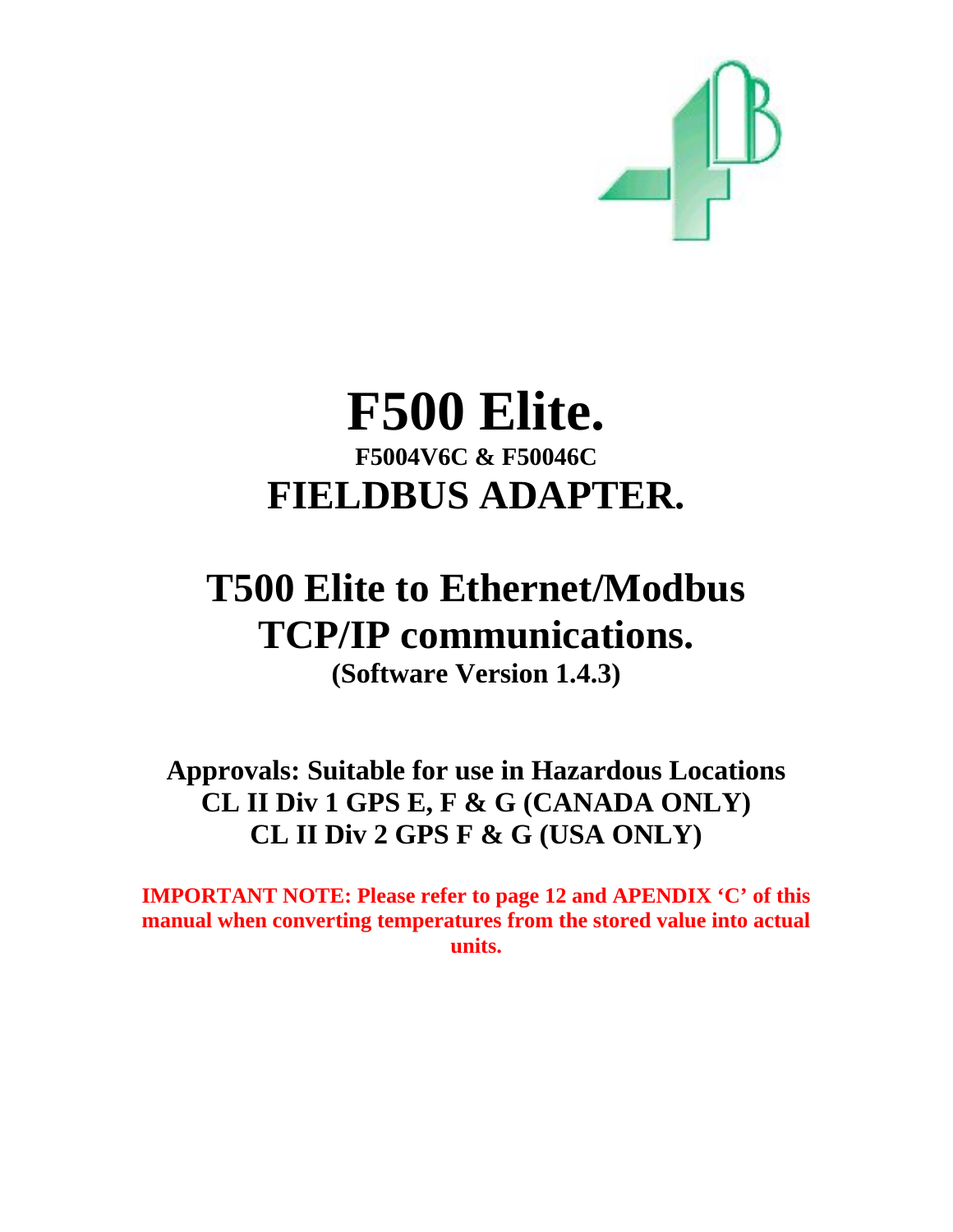# F500 Elite.

### F5004V6C & F50046C

# FIELDBUS ADAPTER.

# T500 Elite to Ethernet/Modbus TCP/IP communications.

### (Software Version 1.4.3)

## Approvals: Suitable for use in Hazardous Locations
## CL II Div 1 GPS E, F & G (CANADA ONLY)
## CL II Div 2 GPS F & G (USA ONLY)

**IMPORTANT NOTE: Please refer to page 12 and APENDIX 'C' of this manual when converting temperatures from the stored value into actual units.**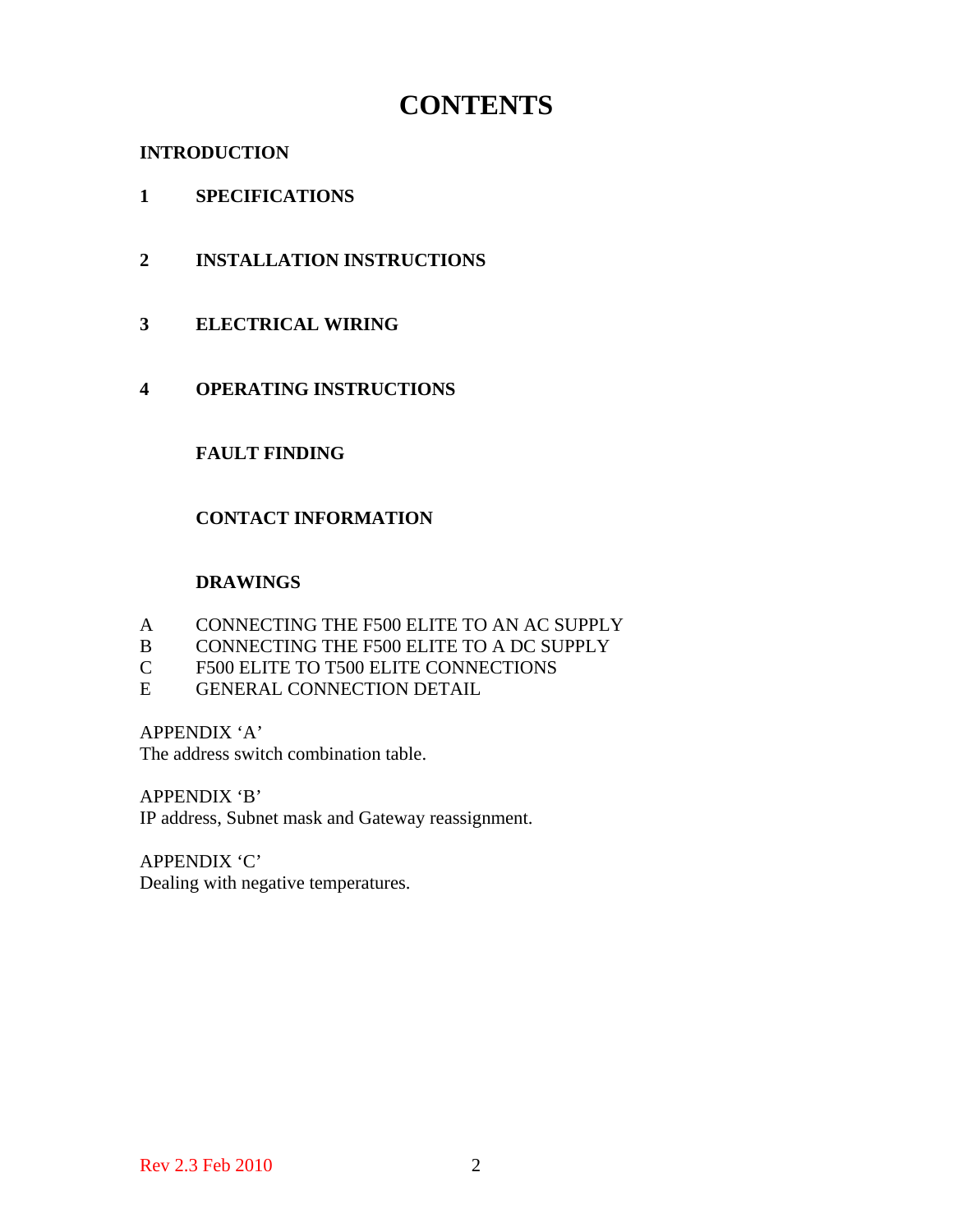# CONTENTS

**INTRODUCTION**

**1 SPECIFICATIONS**

**2 INSTALLATION INSTRUCTIONS**

**3 ELECTRICAL WIRING**

**4 OPERATING INSTRUCTIONS**

**FAULT FINDING**

**CONTACT INFORMATION**

**DRAWINGS**

A CONNECTING THE F500 ELITE TO AN AC SUPPLY
B CONNECTING THE F500 ELITE TO A DC SUPPLY
C F500 ELITE TO T500 ELITE CONNECTIONS
E GENERAL CONNECTION DETAIL

APPENDIX 'A'
The address switch combination table.

APPENDIX 'B'
IP address, Subnet mask and Gateway reassignment.

APPENDIX 'C'
Dealing with negative temperatures.

Rev 2.3 Feb 2010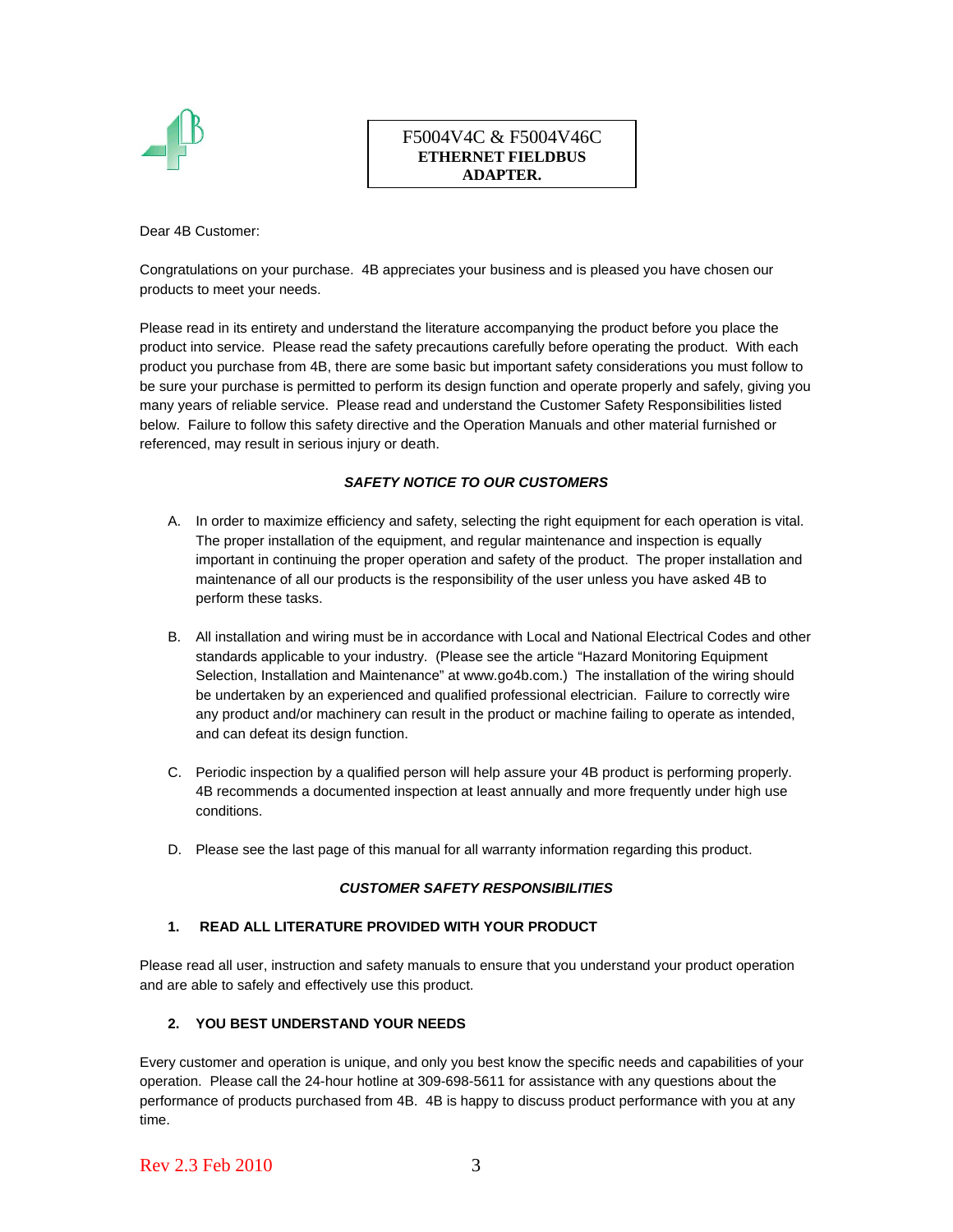**F5004V4C & F5004V46C**
**ETHERNET FIELDBUS ADAPTER.**

Dear 4B Customer:

Congratulations on your purchase. 4B appreciates your business and is pleased you have chosen our products to meet your needs.

Please read in its entirety and understand the literature accompanying the product before you place the product into service. Please read the safety precautions carefully before operating the product. With each product you purchase from 4B, there are some basic but important safety considerations you must follow to be sure your purchase is permitted to perform its design function and operate properly and safely, giving you many years of reliable service. Please read and understand the Customer Safety Responsibilities listed below. Failure to follow this safety directive and the Operation Manuals and other material furnished or referenced, may result in serious injury or death.

***SAFETY NOTICE TO OUR CUSTOMERS***

A. In order to maximize efficiency and safety, selecting the right equipment for each operation is vital. The proper installation of the equipment, and regular maintenance and inspection is equally important in continuing the proper operation and safety of the product. The proper installation and maintenance of all our products is the responsibility of the user unless you have asked 4B to perform these tasks.

B. All installation and wiring must be in accordance with Local and National Electrical Codes and other standards applicable to your industry. (Please see the article “Hazard Monitoring Equipment Selection, Installation and Maintenance” at www.go4b.com.) The installation of the wiring should be undertaken by an experienced and qualified professional electrician. Failure to correctly wire any product and/or machinery can result in the product or machine failing to operate as intended, and can defeat its design function.

C. Periodic inspection by a qualified person will help assure your 4B product is performing properly. 4B recommends a documented inspection at least annually and more frequently under high use conditions.

D. Please see the last page of this manual for all warranty information regarding this product.

***CUSTOMER SAFETY RESPONSIBILITIES***

**1. READ ALL LITERATURE PROVIDED WITH YOUR PRODUCT**

Please read all user, instruction and safety manuals to ensure that you understand your product operation and are able to safely and effectively use this product.

**2. YOU BEST UNDERSTAND YOUR NEEDS**

Every customer and operation is unique, and only you best know the specific needs and capabilities of your operation. Please call the 24-hour hotline at 309-698-5611 for assistance with any questions about the performance of products purchased from 4B. 4B is happy to discuss product performance with you at any time.

Rev 2.3 Feb 2010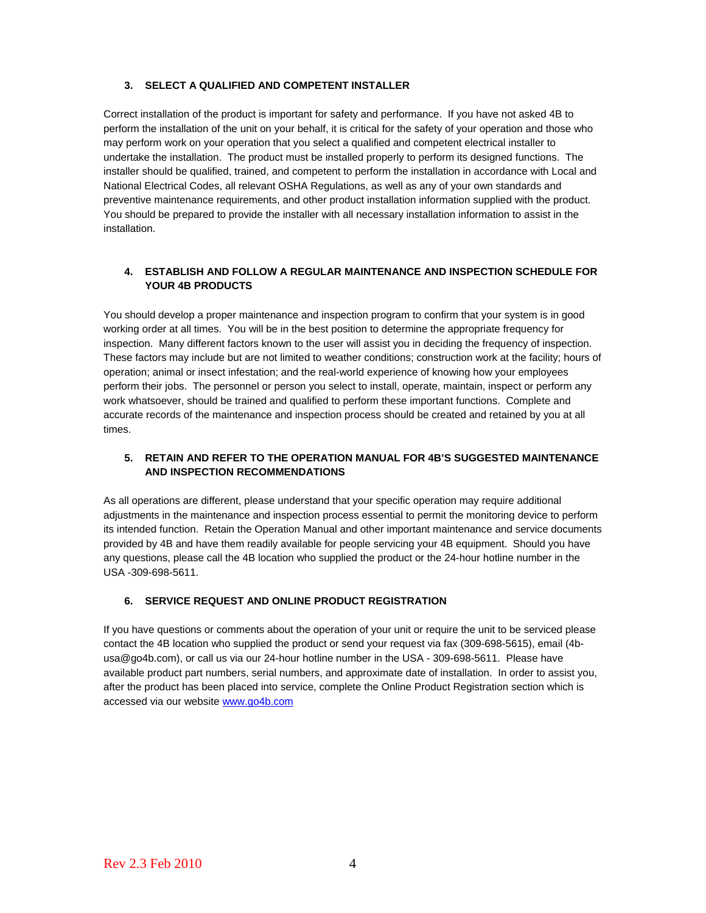### 3. SELECT A QUALIFIED AND COMPETENT INSTALLER

Correct installation of the product is important for safety and performance. If you have not asked 4B to perform the installation of the unit on your behalf, it is critical for the safety of your operation and those who may perform work on your operation that you select a qualified and competent electrical installer to undertake the installation. The product must be installed properly to perform its designed functions. The installer should be qualified, trained, and competent to perform the installation in accordance with Local and National Electrical Codes, all relevant OSHA Regulations, as well as any of your own standards and preventive maintenance requirements, and other product installation information supplied with the product. You should be prepared to provide the installer with all necessary installation information to assist in the installation.

### 4. ESTABLISH AND FOLLOW A REGULAR MAINTENANCE AND INSPECTION SCHEDULE FOR YOUR 4B PRODUCTS

You should develop a proper maintenance and inspection program to confirm that your system is in good working order at all times. You will be in the best position to determine the appropriate frequency for inspection. Many different factors known to the user will assist you in deciding the frequency of inspection. These factors may include but are not limited to weather conditions; construction work at the facility; hours of operation; animal or insect infestation; and the real-world experience of knowing how your employees perform their jobs. The personnel or person you select to install, operate, maintain, inspect or perform any work whatsoever, should be trained and qualified to perform these important functions. Complete and accurate records of the maintenance and inspection process should be created and retained by you at all times.

### 5. RETAIN AND REFER TO THE OPERATION MANUAL FOR 4B'S SUGGESTED MAINTENANCE AND INSPECTION RECOMMENDATIONS

As all operations are different, please understand that your specific operation may require additional adjustments in the maintenance and inspection process essential to permit the monitoring device to perform its intended function. Retain the Operation Manual and other important maintenance and service documents provided by 4B and have them readily available for people servicing your 4B equipment. Should you have any questions, please call the 4B location who supplied the product or the 24-hour hotline number in the USA -309-698-5611.

### 6. SERVICE REQUEST AND ONLINE PRODUCT REGISTRATION

If you have questions or comments about the operation of your unit or require the unit to be serviced please contact the 4B location who supplied the product or send your request via fax (309-698-5615), email (4b-usa@go4b.com), or call us via our 24-hour hotline number in the USA - 309-698-5611. Please have available product part numbers, serial numbers, and approximate date of installation. In order to assist you, after the product has been placed into service, complete the Online Product Registration section which is accessed via our website www.go4b.com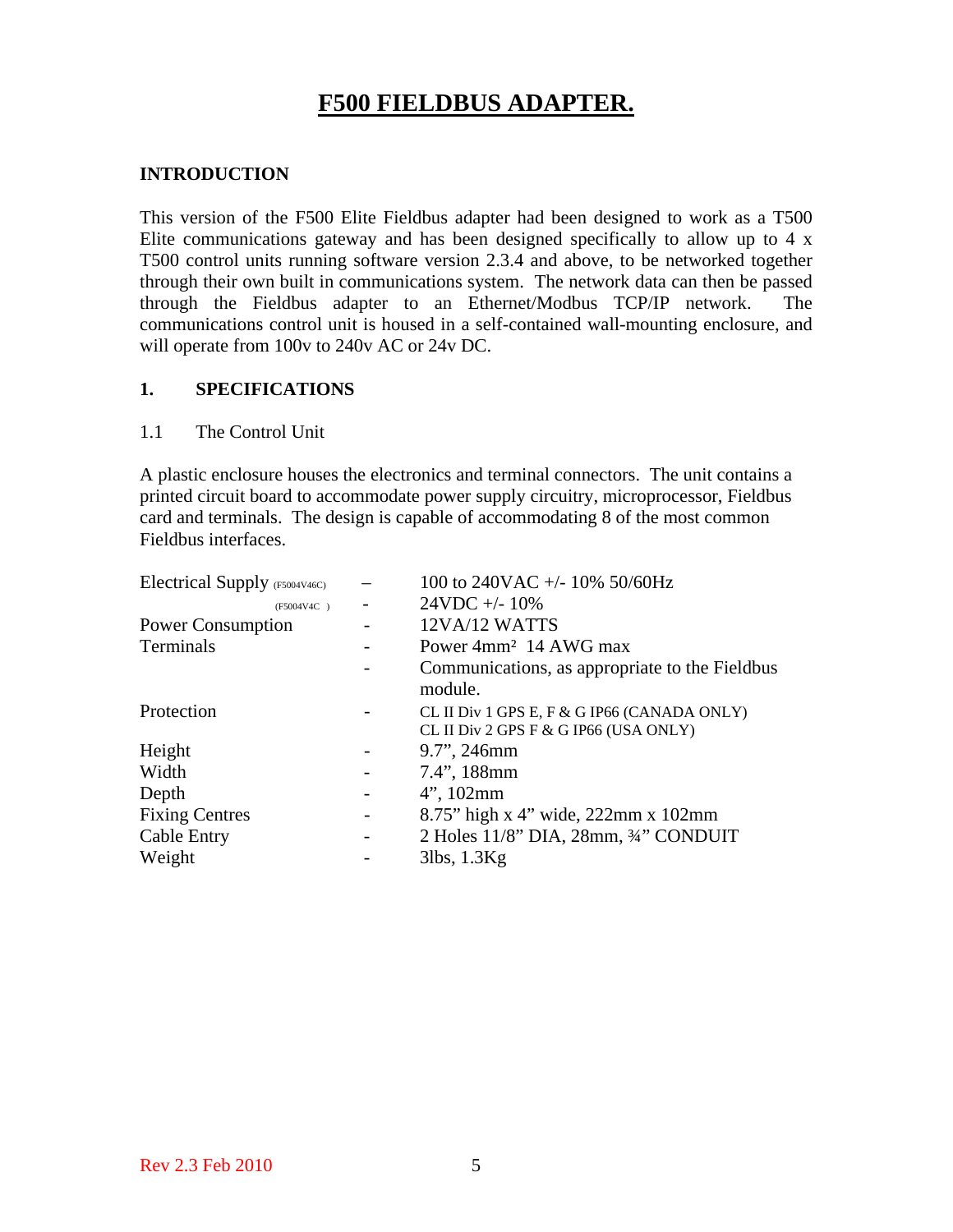# F500 FIELDBUS ADAPTER.

### INTRODUCTION

This version of the F500 Elite Fieldbus adapter had been designed to work as a T500 Elite communications gateway and has been designed specifically to allow up to 4 x T500 control units running software version 2.3.4 and above, to be networked together through their own built in communications system. The network data can then be passed through the Fieldbus adapter to an Ethernet/Modbus TCP/IP network. The communications control unit is housed in a self-contained wall-mounting enclosure, and will operate from 100v to 240v AC or 24v DC.

### 1. SPECIFICATIONS

1.1 The Control Unit

A plastic enclosure houses the electronics and terminal connectors. The unit contains a printed circuit board to accommodate power supply circuitry, microprocessor, Fieldbus card and terminals. The design is capable of accommodating 8 of the most common Fieldbus interfaces.

| | | |
|---|---|---|
| Electrical Supply (F5004V46C) | – | 100 to 240VAC +/- 10% 50/60Hz |
| (F5004V4C ) | - | 24VDC +/- 10% |
| Power Consumption | - | 12VA/12 WATTS |
| Terminals | - | Power 4mm² 14 AWG max |
| | - | Communications, as appropriate to the Fieldbus module. |
| Protection | - | CL II Div 1 GPS E, F & G IP66 (CANADA ONLY)<br>CL II Div 2 GPS F & G IP66 (USA ONLY) |
| Height | - | 9.7", 246mm |
| Width | - | 7.4", 188mm |
| Depth | - | 4", 102mm |
| Fixing Centres | - | 8.75" high x 4" wide, 222mm x 102mm |
| Cable Entry | - | 2 Holes 11/8" DIA, 28mm, ¾" CONDUIT |
| Weight | - | 3lbs, 1.3Kg |

Rev 2.3 Feb 2010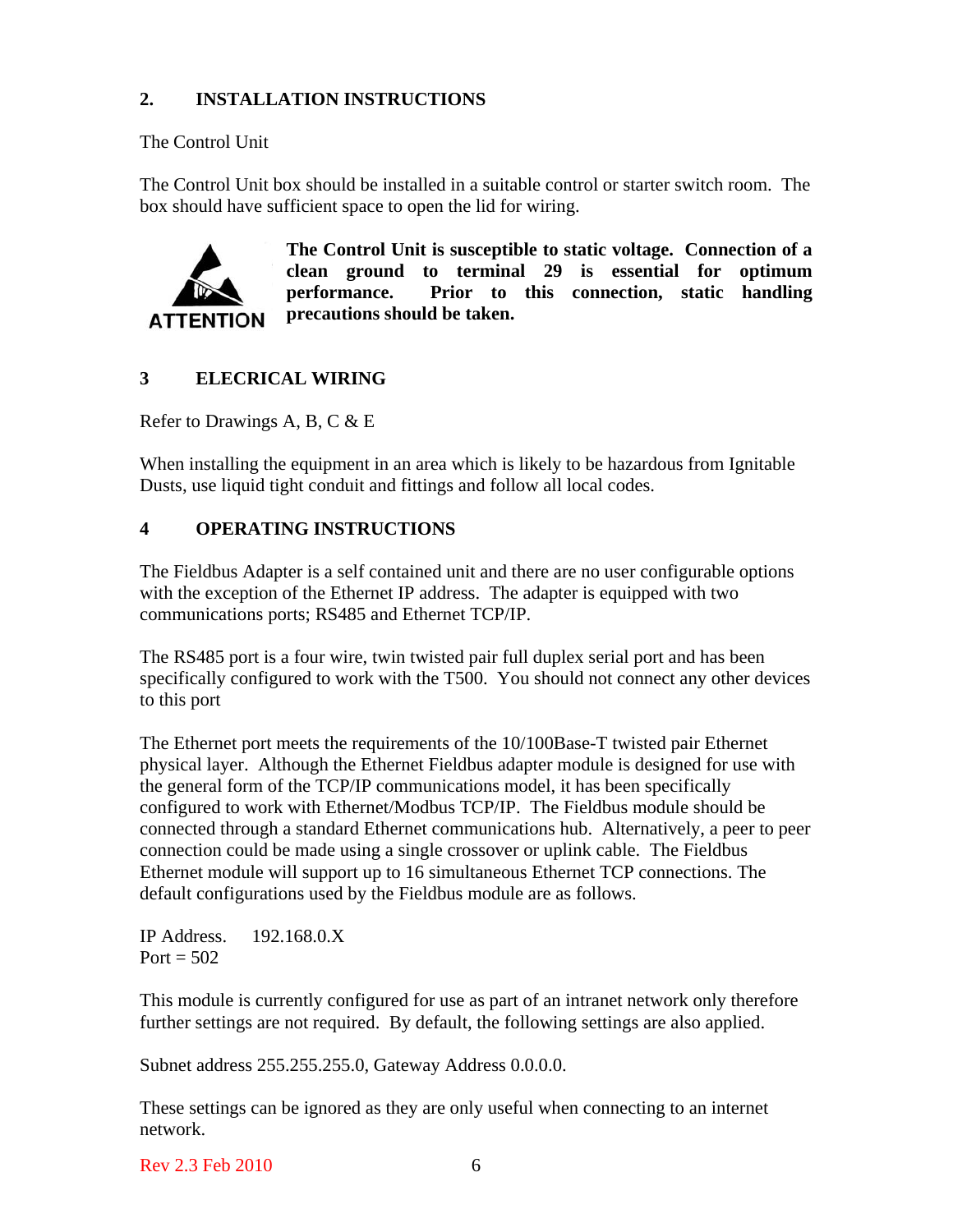## 2. INSTALLATION INSTRUCTIONS

The Control Unit

The Control Unit box should be installed in a suitable control or starter switch room. The box should have sufficient space to open the lid for wiring.

ATTENTION

**The Control Unit is susceptible to static voltage. Connection of a clean ground to terminal 29 is essential for optimum performance. Prior to this connection, static handling precautions should be taken.**

## 3 ELECRICAL WIRING

Refer to Drawings A, B, C & E

When installing the equipment in an area which is likely to be hazardous from Ignitable Dusts, use liquid tight conduit and fittings and follow all local codes.

## 4 OPERATING INSTRUCTIONS

The Fieldbus Adapter is a self contained unit and there are no user configurable options with the exception of the Ethernet IP address. The adapter is equipped with two communications ports; RS485 and Ethernet TCP/IP.

The RS485 port is a four wire, twin twisted pair full duplex serial port and has been specifically configured to work with the T500. You should not connect any other devices to this port

The Ethernet port meets the requirements of the 10/100Base-T twisted pair Ethernet physical layer. Although the Ethernet Fieldbus adapter module is designed for use with the general form of the TCP/IP communications model, it has been specifically configured to work with Ethernet/Modbus TCP/IP. The Fieldbus module should be connected through a standard Ethernet communications hub. Alternatively, a peer to peer connection could be made using a single crossover or uplink cable. The Fieldbus Ethernet module will support up to 16 simultaneous Ethernet TCP connections. The default configurations used by the Fieldbus module are as follows.

IP Address. 192.168.0.X
Port = 502

This module is currently configured for use as part of an intranet network only therefore further settings are not required. By default, the following settings are also applied.

Subnet address 255.255.255.0, Gateway Address 0.0.0.0.

These settings can be ignored as they are only useful when connecting to an internet network.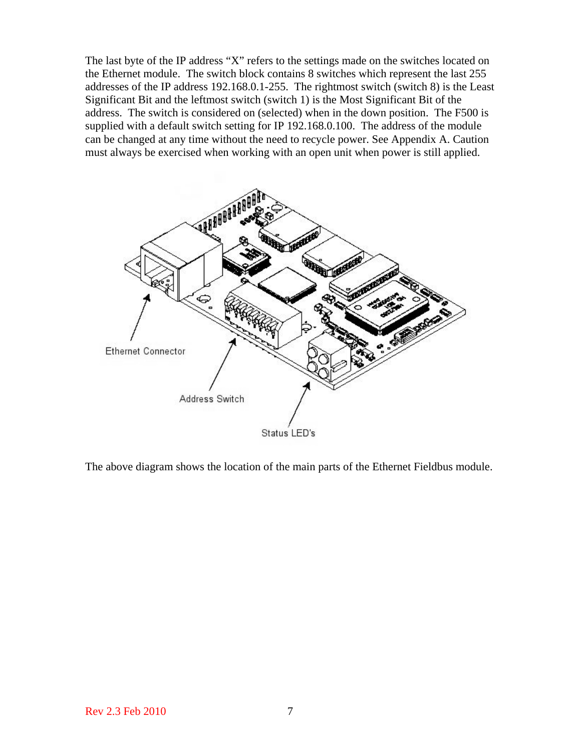The last byte of the IP address "X" refers to the settings made on the switches located on the Ethernet module. The switch block contains 8 switches which represent the last 255 addresses of the IP address 192.168.0.1-255. The rightmost switch (switch 8) is the Least Significant Bit and the leftmost switch (switch 1) is the Most Significant Bit of the address. The switch is considered on (selected) when in the down position. The F500 is supplied with a default switch setting for IP 192.168.0.100. The address of the module can be changed at any time without the need to recycle power. See Appendix A. Caution must always be exercised when working with an open unit when power is still applied.

Ethernet Connector

Address Switch

Status LED's

The above diagram shows the location of the main parts of the Ethernet Fieldbus module.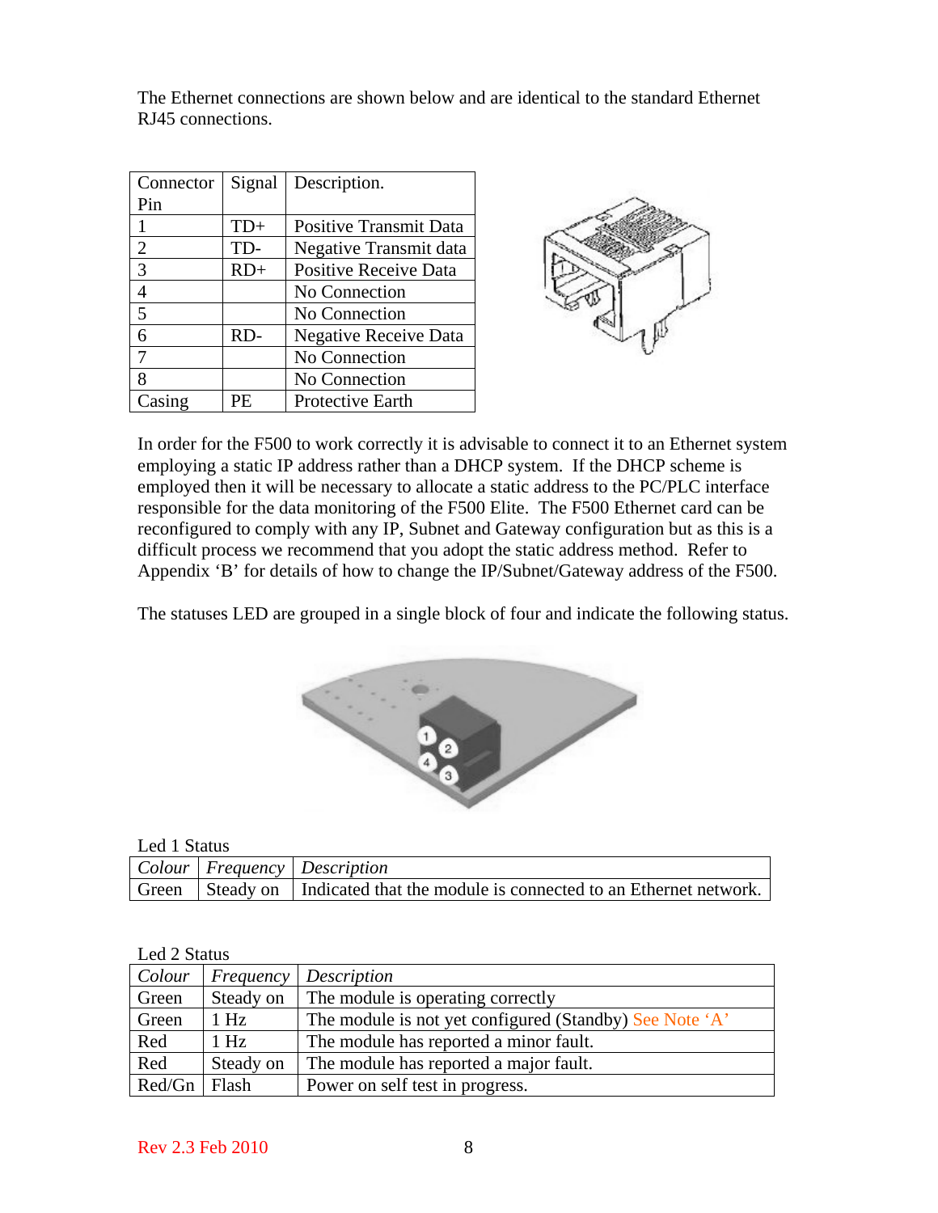The Ethernet connections are shown below and are identical to the standard Ethernet RJ45 connections.

| Connector Pin | Signal | Description. |
|---|---|---|
| 1 | TD+ | Positive Transmit Data |
| 2 | TD- | Negative Transmit data |
| 3 | RD+ | Positive Receive Data |
| 4 | | No Connection |
| 5 | | No Connection |
| 6 | RD- | Negative Receive Data |
| 7 | | No Connection |
| 8 | | No Connection |
| Casing | PE | Protective Earth |

In order for the F500 to work correctly it is advisable to connect it to an Ethernet system employing a static IP address rather than a DHCP system. If the DHCP scheme is employed then it will be necessary to allocate a static address to the PC/PLC interface responsible for the data monitoring of the F500 Elite. The F500 Ethernet card can be reconfigured to comply with any IP, Subnet and Gateway configuration but as this is a difficult process we recommend that you adopt the static address method. Refer to Appendix 'B' for details of how to change the IP/Subnet/Gateway address of the F500.

The statuses LED are grouped in a single block of four and indicate the following status.

Led 1 Status

| *Colour* | *Frequency* | *Description* |
|---|---|---|
| Green | Steady on | Indicated that the module is connected to an Ethernet network. |

Led 2 Status

| *Colour* | *Frequency* | *Description* |
|---|---|---|
| Green | Steady on | The module is operating correctly |
| Green | 1 Hz | The module is not yet configured (Standby) See Note 'A' |
| Red | 1 Hz | The module has reported a minor fault. |
| Red | Steady on | The module has reported a major fault. |
| Red/Gn | Flash | Power on self test in progress. |

Rev 2.3 Feb 2010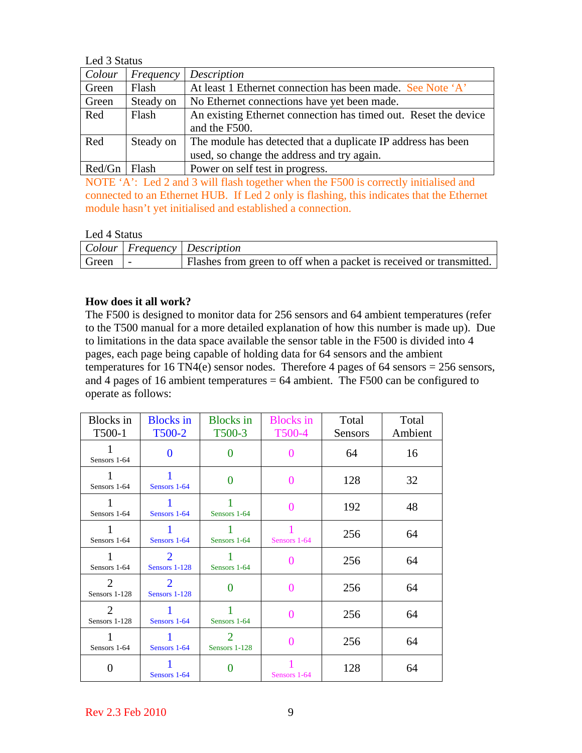Led 3 Status

| *Colour* | *Frequency* | *Description* |
|---|---|---|
| Green | Flash | At least 1 Ethernet connection has been made. See Note 'A' |
| Green | Steady on | No Ethernet connections have yet been made. |
| Red | Flash | An existing Ethernet connection has timed out. Reset the device and the F500. |
| Red | Steady on | The module has detected that a duplicate IP address has been used, so change the address and try again. |
| Red/Gn | Flash | Power on self test in progress. |

NOTE 'A': Led 2 and 3 will flash together when the F500 is correctly initialised and connected to an Ethernet HUB. If Led 2 only is flashing, this indicates that the Ethernet module hasn't yet initialised and established a connection.

Led 4 Status

| *Colour* | *Frequency* | *Description* |
|---|---|---|
| Green | - | Flashes from green to off when a packet is received or transmitted. |

**How does it all work?**

The F500 is designed to monitor data for 256 sensors and 64 ambient temperatures (refer to the T500 manual for a more detailed explanation of how this number is made up). Due to limitations in the data space available the sensor table in the F500 is divided into 4 pages, each page being capable of holding data for 64 sensors and the ambient temperatures for 16 TN4(e) sensor nodes. Therefore 4 pages of 64 sensors = 256 sensors, and 4 pages of 16 ambient temperatures = 64 ambient. The F500 can be configured to operate as follows:

| Blocks in T500-1 | Blocks in T500-2 | Blocks in T500-3 | Blocks in T500-4 | Total Sensors | Total Ambient |
|---|---|---|---|---|---|
| 1 Sensors 1-64 | 0 | 0 | 0 | 64 | 16 |
| 1 Sensors 1-64 | 1 Sensors 1-64 | 0 | 0 | 128 | 32 |
| 1 Sensors 1-64 | 1 Sensors 1-64 | 1 Sensors 1-64 | 0 | 192 | 48 |
| 1 Sensors 1-64 | 1 Sensors 1-64 | 1 Sensors 1-64 | 1 Sensors 1-64 | 256 | 64 |
| 1 Sensors 1-64 | 2 Sensors 1-128 | 1 Sensors 1-64 | 0 | 256 | 64 |
| 2 Sensors 1-128 | 2 Sensors 1-128 | 0 | 0 | 256 | 64 |
| 2 Sensors 1-128 | 1 Sensors 1-64 | 1 Sensors 1-64 | 0 | 256 | 64 |
| 1 Sensors 1-64 | 1 Sensors 1-64 | 2 Sensors 1-128 | 0 | 256 | 64 |
| 0 | 1 Sensors 1-64 | 0 | 1 Sensors 1-64 | 128 | 64 |

Rev 2.3 Feb 2010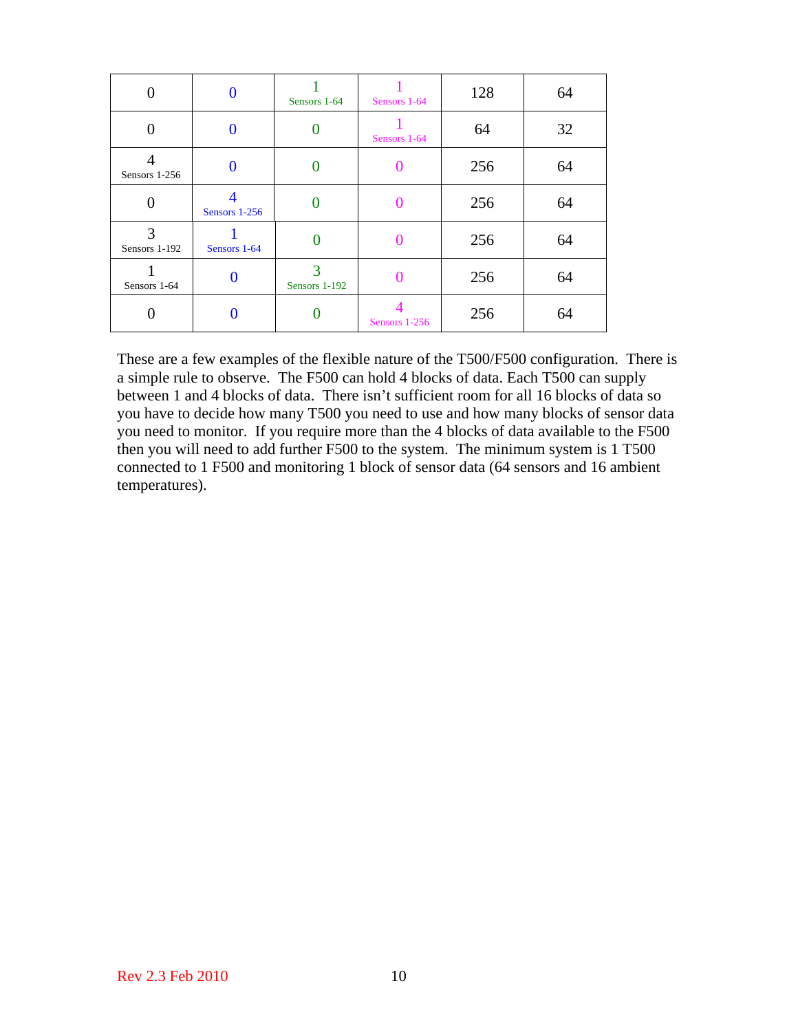| | | | | | |
|---|---|---|---|---|---|
| 0 | 0 | 1 Sensors 1-64 | 1 Sensors 1-64 | 128 | 64 |
| 0 | 0 | 0 | 1 Sensors 1-64 | 64 | 32 |
| 4 Sensors 1-256 | 0 | 0 | 0 | 256 | 64 |
| 0 | 4 Sensors 1-256 | 0 | 0 | 256 | 64 |
| 3 Sensors 1-192 | 1 Sensors 1-64 | 0 | 0 | 256 | 64 |
| 1 Sensors 1-64 | 0 | 3 Sensors 1-192 | 0 | 256 | 64 |
| 0 | 0 | 0 | 4 Sensors 1-256 | 256 | 64 |

These are a few examples of the flexible nature of the T500/F500 configuration. There is a simple rule to observe. The F500 can hold 4 blocks of data. Each T500 can supply between 1 and 4 blocks of data. There isn't sufficient room for all 16 blocks of data so you have to decide how many T500 you need to use and how many blocks of sensor data you need to monitor. If you require more than the 4 blocks of data available to the F500 then you will need to add further F500 to the system. The minimum system is 1 T500 connected to 1 F500 and monitoring 1 block of sensor data (64 sensors and 16 ambient temperatures).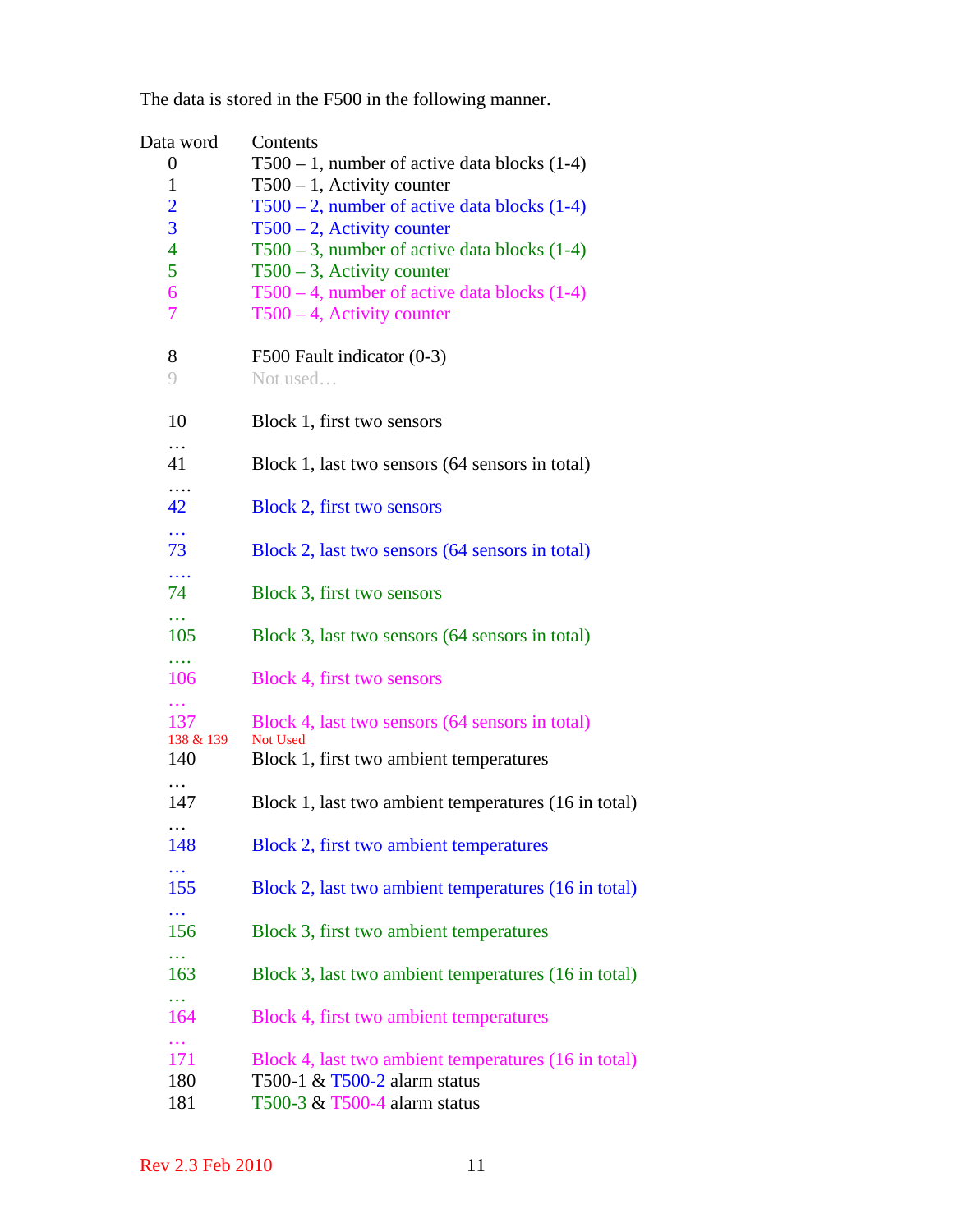The data is stored in the F500 in the following manner.

| Data word | Contents |
|---|---|
| 0 | T500 – 1, number of active data blocks (1-4) |
| 1 | T500 – 1, Activity counter |
| 2 | T500 – 2, number of active data blocks (1-4) |
| 3 | T500 – 2, Activity counter |
| 4 | T500 – 3, number of active data blocks (1-4) |
| 5 | T500 – 3, Activity counter |
| 6 | T500 – 4, number of active data blocks (1-4) |
| 7 | T500 – 4, Activity counter |
| | |
| 8 | F500 Fault indicator (0-3) |
| 9 | Not used… |
| | |
| 10 | Block 1, first two sensors |
| … | |
| 41 | Block 1, last two sensors (64 sensors in total) |
| …. | |
| 42 | Block 2, first two sensors |
| … | |
| 73 | Block 2, last two sensors (64 sensors in total) |
| …. | |
| 74 | Block 3, first two sensors |
| … | |
| 105 | Block 3, last two sensors (64 sensors in total) |
| …. | |
| 106 | Block 4, first two sensors |
| … | |
| 137 | Block 4, last two sensors (64 sensors in total) |
| 138 & 139 | Not Used |
| 140 | Block 1, first two ambient temperatures |
| … | |
| 147 | Block 1, last two ambient temperatures (16 in total) |
| … | |
| 148 | Block 2, first two ambient temperatures |
| … | |
| 155 | Block 2, last two ambient temperatures (16 in total) |
| … | |
| 156 | Block 3, first two ambient temperatures |
| … | |
| 163 | Block 3, last two ambient temperatures (16 in total) |
| … | |
| 164 | Block 4, first two ambient temperatures |
| … | |
| 171 | Block 4, last two ambient temperatures (16 in total) |
| 180 | T500-1 & T500-2 alarm status |
| 181 | T500-3 & T500-4 alarm status |

Rev 2.3 Feb 2010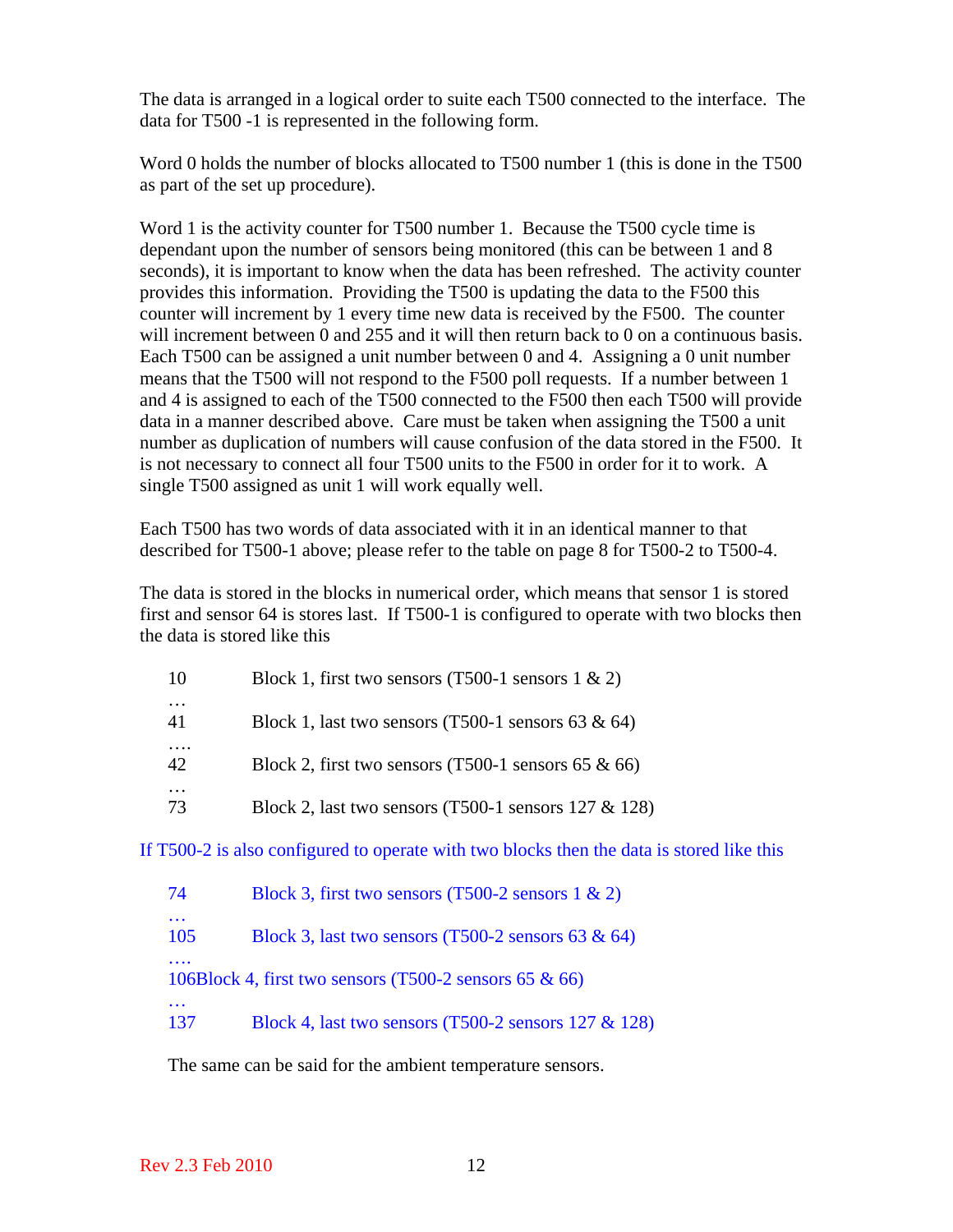The data is arranged in a logical order to suite each T500 connected to the interface. The data for T500 -1 is represented in the following form.

Word 0 holds the number of blocks allocated to T500 number 1 (this is done in the T500 as part of the set up procedure).

Word 1 is the activity counter for T500 number 1. Because the T500 cycle time is dependant upon the number of sensors being monitored (this can be between 1 and 8 seconds), it is important to know when the data has been refreshed. The activity counter provides this information. Providing the T500 is updating the data to the F500 this counter will increment by 1 every time new data is received by the F500. The counter will increment between 0 and 255 and it will then return back to 0 on a continuous basis. Each T500 can be assigned a unit number between 0 and 4. Assigning a 0 unit number means that the T500 will not respond to the F500 poll requests. If a number between 1 and 4 is assigned to each of the T500 connected to the F500 then each T500 will provide data in a manner described above. Care must be taken when assigning the T500 a unit number as duplication of numbers will cause confusion of the data stored in the F500. It is not necessary to connect all four T500 units to the F500 in order for it to work. A single T500 assigned as unit 1 will work equally well.

Each T500 has two words of data associated with it in an identical manner to that described for T500-1 above; please refer to the table on page 8 for T500-2 to T500-4.

The data is stored in the blocks in numerical order, which means that sensor 1 is stored first and sensor 64 is stores last. If T500-1 is configured to operate with two blocks then the data is stored like this

10 Block 1, first two sensors (T500-1 sensors 1 & 2)
…
41 Block 1, last two sensors (T500-1 sensors 63 & 64)
….
42 Block 2, first two sensors (T500-1 sensors 65 & 66)
…
73 Block 2, last two sensors (T500-1 sensors 127 & 128)

If T500-2 is also configured to operate with two blocks then the data is stored like this

74 Block 3, first two sensors (T500-2 sensors 1 & 2)
…
105 Block 3, last two sensors (T500-2 sensors 63 & 64)
….
106Block 4, first two sensors (T500-2 sensors 65 & 66)
…
137 Block 4, last two sensors (T500-2 sensors 127 & 128)

The same can be said for the ambient temperature sensors.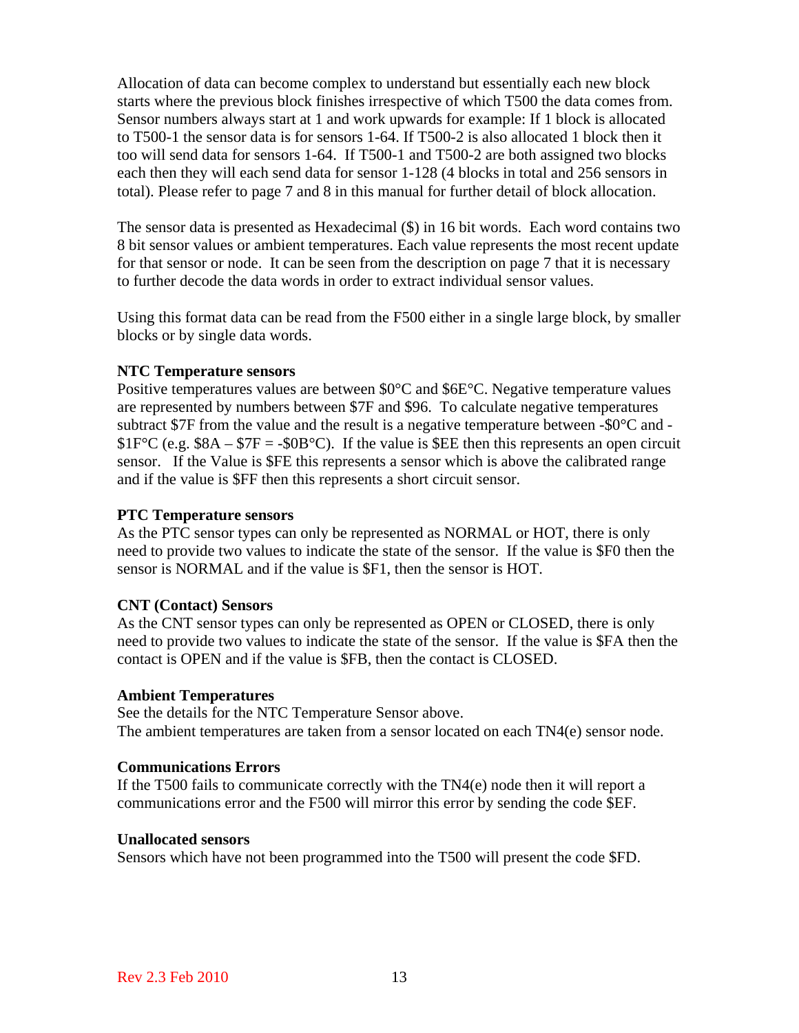Allocation of data can become complex to understand but essentially each new block starts where the previous block finishes irrespective of which T500 the data comes from. Sensor numbers always start at 1 and work upwards for example: If 1 block is allocated to T500-1 the sensor data is for sensors 1-64. If T500-2 is also allocated 1 block then it too will send data for sensors 1-64. If T500-1 and T500-2 are both assigned two blocks each then they will each send data for sensor 1-128 (4 blocks in total and 256 sensors in total). Please refer to page 7 and 8 in this manual for further detail of block allocation.

The sensor data is presented as Hexadecimal ($) in 16 bit words. Each word contains two 8 bit sensor values or ambient temperatures. Each value represents the most recent update for that sensor or node. It can be seen from the description on page 7 that it is necessary to further decode the data words in order to extract individual sensor values.

Using this format data can be read from the F500 either in a single large block, by smaller blocks or by single data words.

**NTC Temperature sensors**
Positive temperatures values are between $0°C and $6E°C. Negative temperature values are represented by numbers between $7F and $96. To calculate negative temperatures subtract $7F from the value and the result is a negative temperature between -$0°C and -$1F°C (e.g. $8A – $7F = -$0B°C). If the value is $EE then this represents an open circuit sensor. If the Value is $FE this represents a sensor which is above the calibrated range and if the value is $FF then this represents a short circuit sensor.

**PTC Temperature sensors**
As the PTC sensor types can only be represented as NORMAL or HOT, there is only need to provide two values to indicate the state of the sensor. If the value is $F0 then the sensor is NORMAL and if the value is $F1, then the sensor is HOT.

**CNT (Contact) Sensors**
As the CNT sensor types can only be represented as OPEN or CLOSED, there is only need to provide two values to indicate the state of the sensor. If the value is $FA then the contact is OPEN and if the value is $FB, then the contact is CLOSED.

**Ambient Temperatures**
See the details for the NTC Temperature Sensor above.
The ambient temperatures are taken from a sensor located on each TN4(e) sensor node.

**Communications Errors**
If the T500 fails to communicate correctly with the TN4(e) node then it will report a communications error and the F500 will mirror this error by sending the code $EF.

**Unallocated sensors**
Sensors which have not been programmed into the T500 will present the code $FD.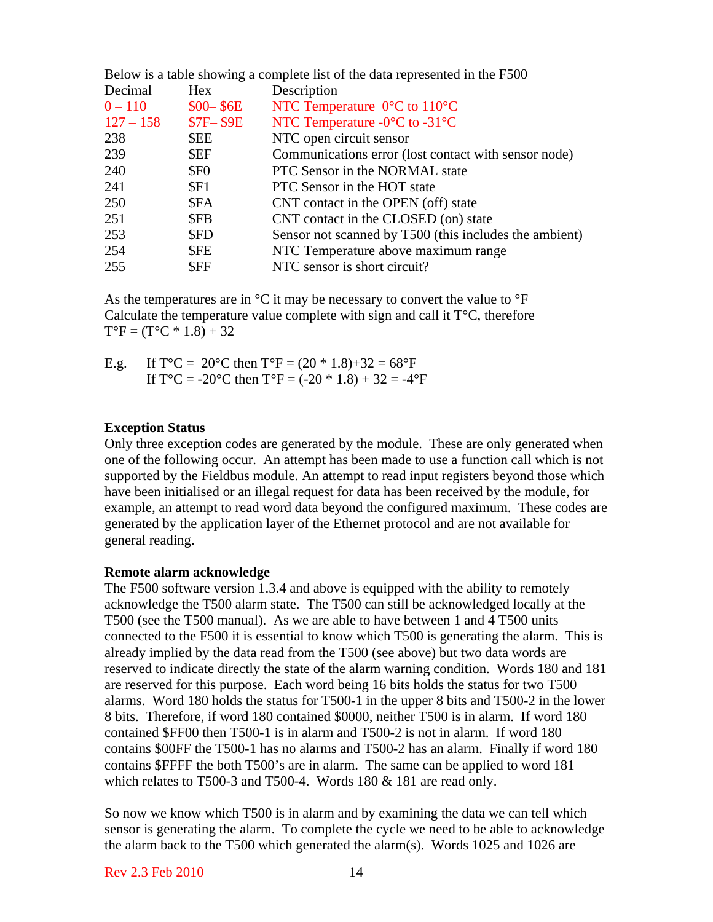Below is a table showing a complete list of the data represented in the F500

| Decimal | Hex | Description |
|---|---|---|
| 0 – 110 | $00– $6E | NTC Temperature 0°C to 110°C |
| 127 – 158 | $7F– $9E | NTC Temperature -0°C to -31°C |
| 238 | $EE | NTC open circuit sensor |
| 239 | $EF | Communications error (lost contact with sensor node) |
| 240 | $F0 | PTC Sensor in the NORMAL state |
| 241 | $F1 | PTC Sensor in the HOT state |
| 250 | $FA | CNT contact in the OPEN (off) state |
| 251 | $FB | CNT contact in the CLOSED (on) state |
| 253 | $FD | Sensor not scanned by T500 (this includes the ambient) |
| 254 | $FE | NTC Temperature above maximum range |
| 255 | $FF | NTC sensor is short circuit? |

As the temperatures are in °C it may be necessary to convert the value to °F
Calculate the temperature value complete with sign and call it T°C, therefore
T°F = (T°C * 1.8) + 32

E.g. If T°C = 20°C then T°F = (20 * 1.8)+32 = 68°F
If T°C = -20°C then T°F = (-20 * 1.8) + 32 = -4°F

**Exception Status**

Only three exception codes are generated by the module. These are only generated when one of the following occur. An attempt has been made to use a function call which is not supported by the Fieldbus module. An attempt to read input registers beyond those which have been initialised or an illegal request for data has been received by the module, for example, an attempt to read word data beyond the configured maximum. These codes are generated by the application layer of the Ethernet protocol and are not available for general reading.

**Remote alarm acknowledge**

The F500 software version 1.3.4 and above is equipped with the ability to remotely acknowledge the T500 alarm state. The T500 can still be acknowledged locally at the T500 (see the T500 manual). As we are able to have between 1 and 4 T500 units connected to the F500 it is essential to know which T500 is generating the alarm. This is already implied by the data read from the T500 (see above) but two data words are reserved to indicate directly the state of the alarm warning condition. Words 180 and 181 are reserved for this purpose. Each word being 16 bits holds the status for two T500 alarms. Word 180 holds the status for T500-1 in the upper 8 bits and T500-2 in the lower 8 bits. Therefore, if word 180 contained $0000, neither T500 is in alarm. If word 180 contained $FF00 then T500-1 is in alarm and T500-2 is not in alarm. If word 180 contains $00FF the T500-1 has no alarms and T500-2 has an alarm. Finally if word 180 contains $FFFF the both T500's are in alarm. The same can be applied to word 181 which relates to T500-3 and T500-4. Words 180 & 181 are read only.

So now we know which T500 is in alarm and by examining the data we can tell which sensor is generating the alarm. To complete the cycle we need to be able to acknowledge the alarm back to the T500 which generated the alarm(s). Words 1025 and 1026 are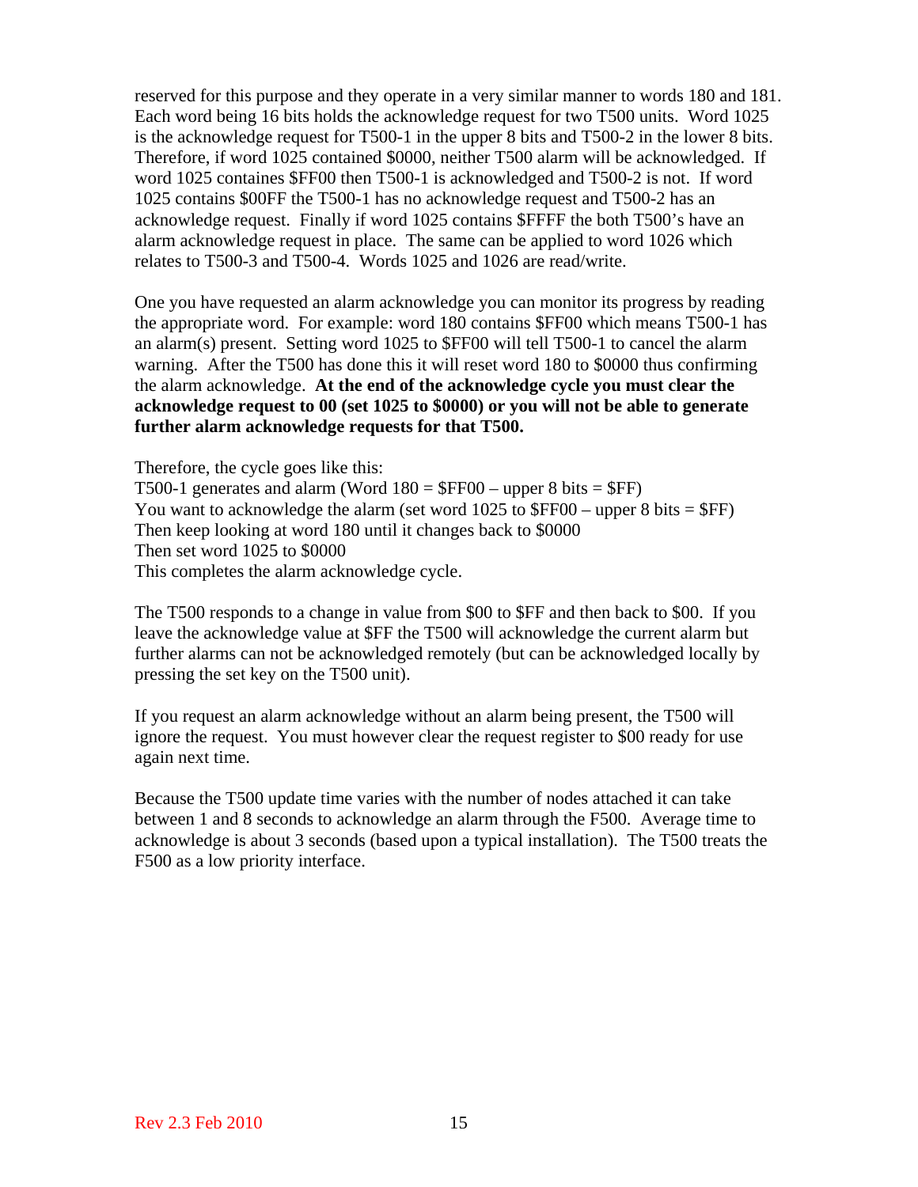reserved for this purpose and they operate in a very similar manner to words 180 and 181. Each word being 16 bits holds the acknowledge request for two T500 units. Word 1025 is the acknowledge request for T500-1 in the upper 8 bits and T500-2 in the lower 8 bits. Therefore, if word 1025 contained $0000, neither T500 alarm will be acknowledged. If word 1025 containes $FF00 then T500-1 is acknowledged and T500-2 is not. If word 1025 contains $00FF the T500-1 has no acknowledge request and T500-2 has an acknowledge request. Finally if word 1025 contains $FFFF the both T500's have an alarm acknowledge request in place. The same can be applied to word 1026 which relates to T500-3 and T500-4. Words 1025 and 1026 are read/write.

One you have requested an alarm acknowledge you can monitor its progress by reading the appropriate word. For example: word 180 contains $FF00 which means T500-1 has an alarm(s) present. Setting word 1025 to $FF00 will tell T500-1 to cancel the alarm warning. After the T500 has done this it will reset word 180 to $0000 thus confirming the alarm acknowledge. **At the end of the acknowledge cycle you must clear the acknowledge request to 00 (set 1025 to $0000) or you will not be able to generate further alarm acknowledge requests for that T500.**

Therefore, the cycle goes like this:
T500-1 generates and alarm (Word 180 = $FF00 – upper 8 bits = $FF)
You want to acknowledge the alarm (set word 1025 to $FF00 – upper 8 bits = $FF)
Then keep looking at word 180 until it changes back to $0000
Then set word 1025 to $0000
This completes the alarm acknowledge cycle.

The T500 responds to a change in value from $00 to $FF and then back to $00. If you leave the acknowledge value at $FF the T500 will acknowledge the current alarm but further alarms can not be acknowledged remotely (but can be acknowledged locally by pressing the set key on the T500 unit).

If you request an alarm acknowledge without an alarm being present, the T500 will ignore the request. You must however clear the request register to $00 ready for use again next time.

Because the T500 update time varies with the number of nodes attached it can take between 1 and 8 seconds to acknowledge an alarm through the F500. Average time to acknowledge is about 3 seconds (based upon a typical installation). The T500 treats the F500 as a low priority interface.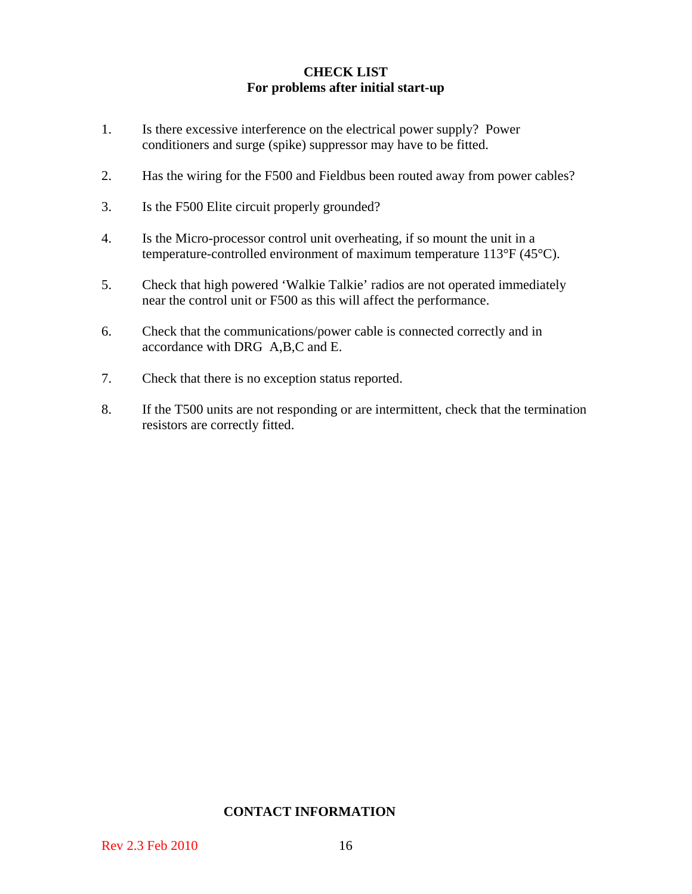**CHECK LIST**
**For problems after initial start-up**

1. Is there excessive interference on the electrical power supply? Power conditioners and surge (spike) suppressor may have to be fitted.

2. Has the wiring for the F500 and Fieldbus been routed away from power cables?

3. Is the F500 Elite circuit properly grounded?

4. Is the Micro-processor control unit overheating, if so mount the unit in a temperature-controlled environment of maximum temperature 113°F (45°C).

5. Check that high powered 'Walkie Talkie' radios are not operated immediately near the control unit or F500 as this will affect the performance.

6. Check that the communications/power cable is connected correctly and in accordance with DRG A,B,C and E.

7. Check that there is no exception status reported.

8. If the T500 units are not responding or are intermittent, check that the termination resistors are correctly fitted.

**CONTACT INFORMATION**

Rev 2.3 Feb 2010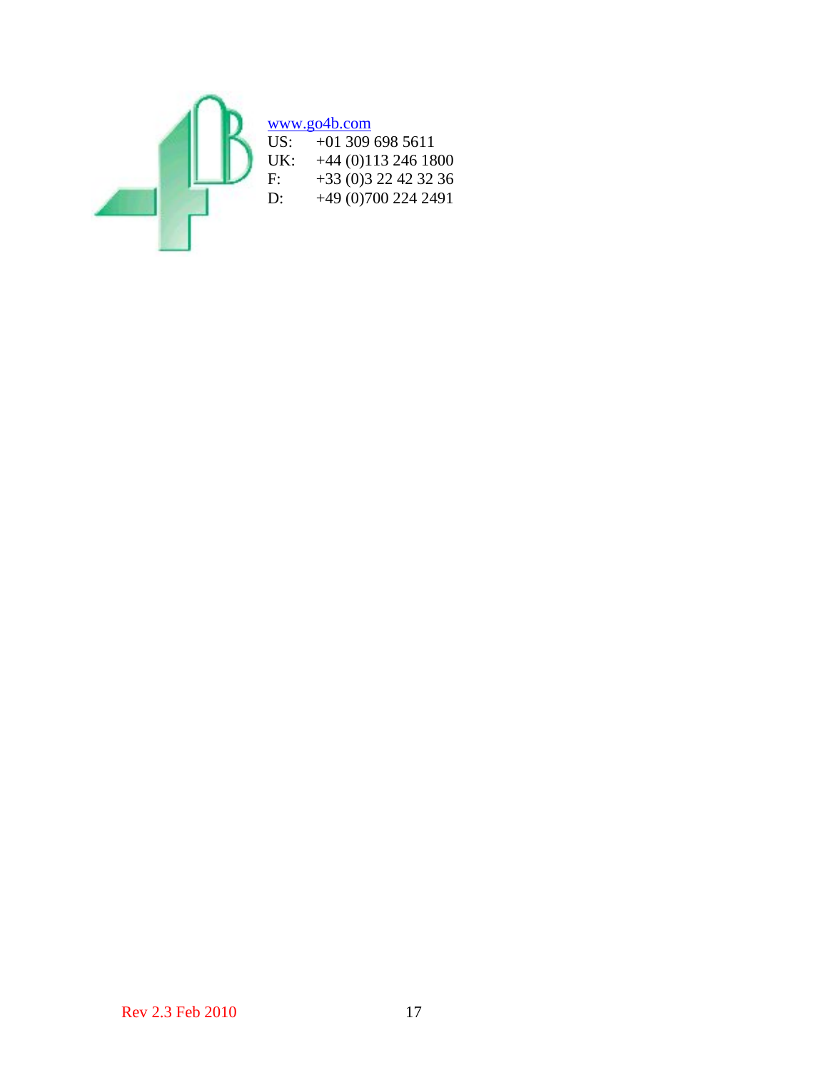[www.go4b.com](http://www.go4b.com)

US: +01 309 698 5611
UK: +44 (0)113 246 1800
F: +33 (0)3 22 42 32 36
D: +49 (0)700 224 2491

Rev 2.3 Feb 2010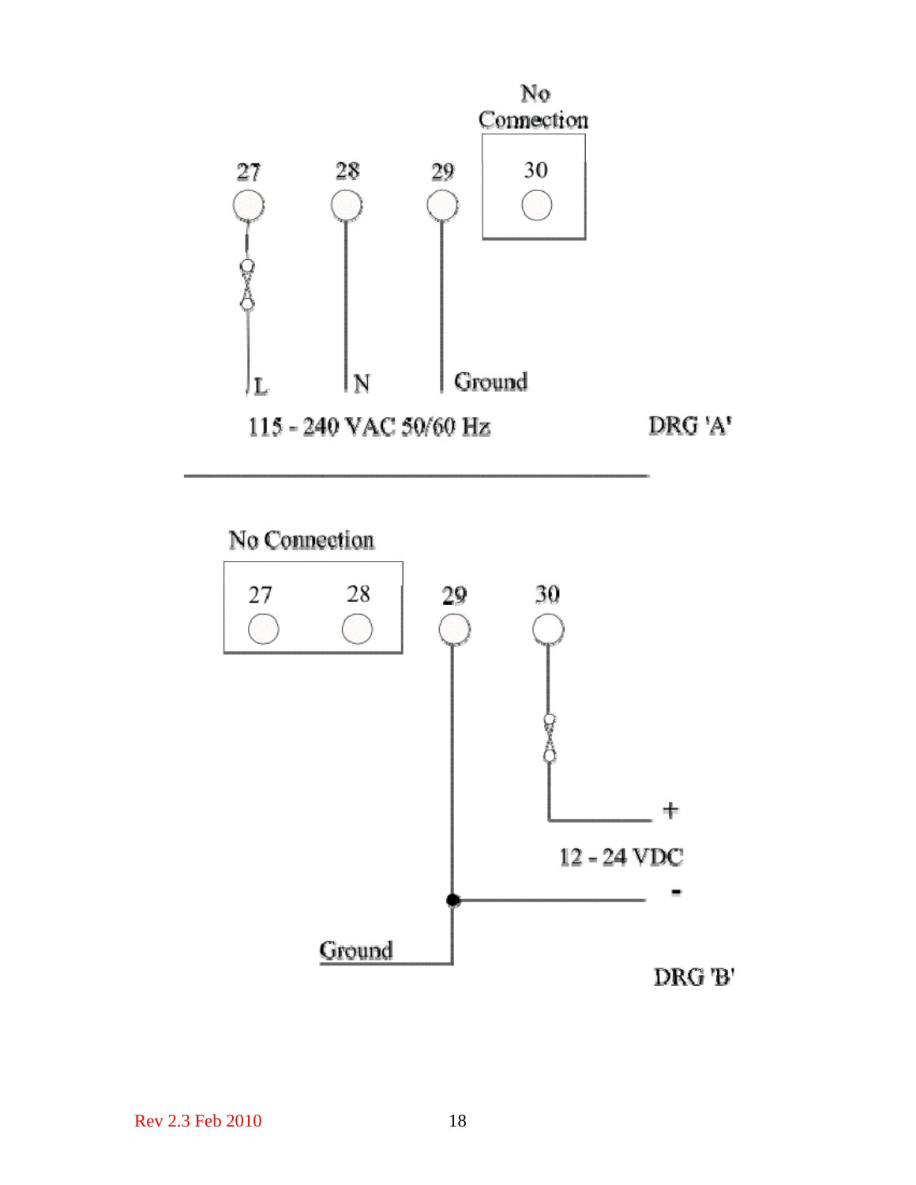No Connection

27 28 29 30

L N Ground

115 - 240 VAC 50/60 Hz

DRG 'A'

---

No Connection

27 28 29 30

+

12 - 24 VDC

-

Ground

DRG 'B'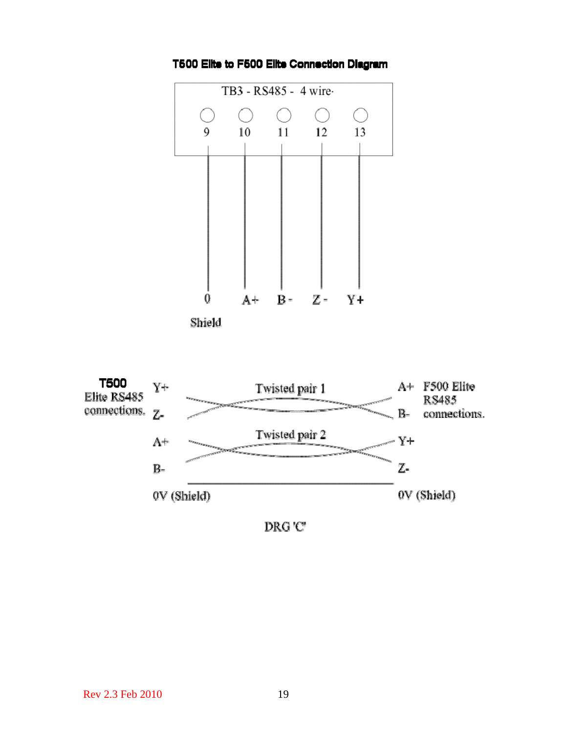## T500 Elite to F500 Elite Connection Diagram

TB3 - RS485 - 4 wire

| Terminal | 9 | 10 | 11 | 12 | 13 |
|---|---|---|---|---|---|
| Signal | 0 Shield | A+ | B - | Z - | Y + |

| T500 Elite RS485 connections. | | | F500 Elite RS485 connections. |
|---|---|---|---|
| Y+ | Twisted pair 1 | A+ | |
| Z- | | B- | |
| A+ | Twisted pair 2 | Y+ | |
| B- | | Z- | |
| 0V (Shield) | | 0V (Shield) | |

DRG 'C'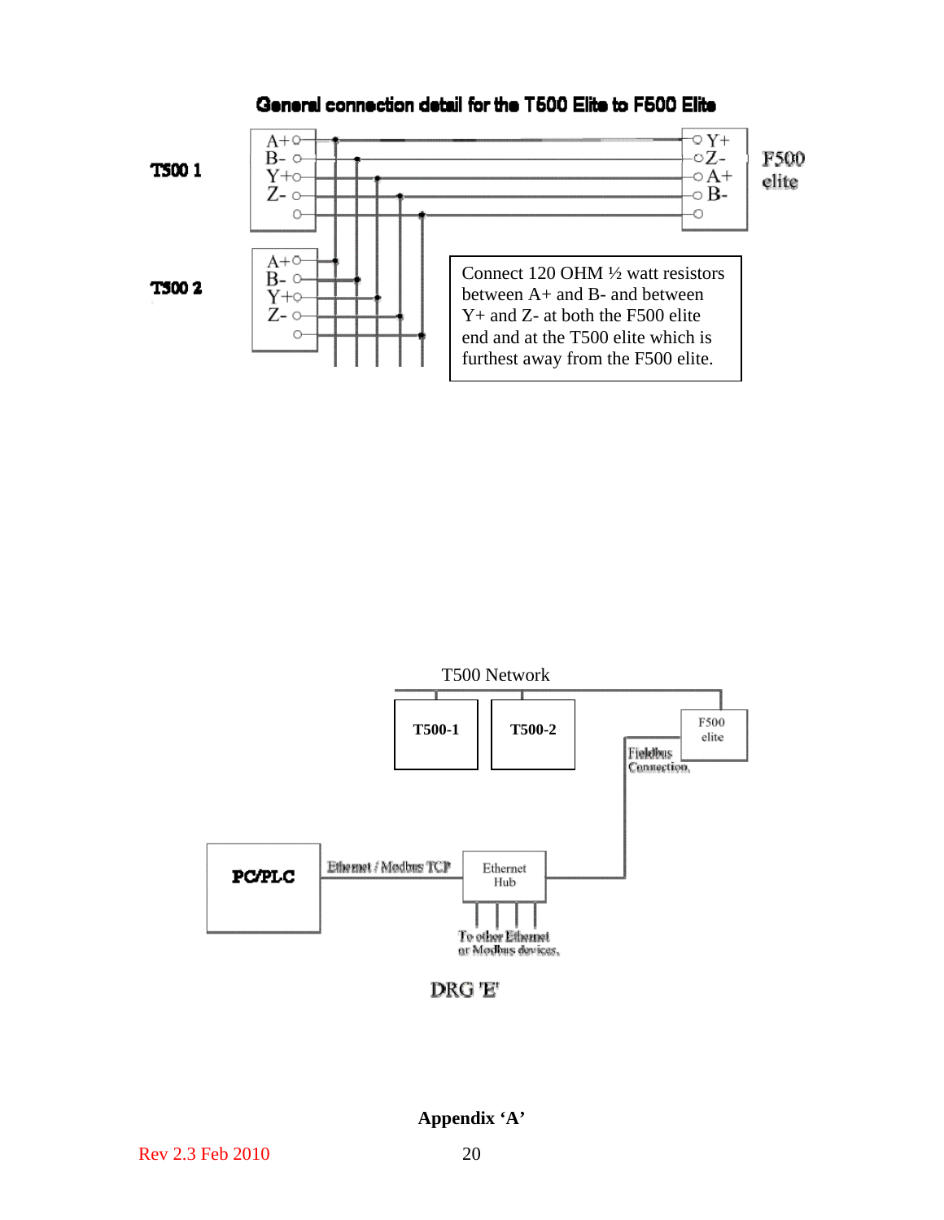## General connection detail for the T500 Elite to F500 Elite

T500 1

A+
B-
Y+
Z-

F500 elite

Y+
Z-
A+
B-

T500 2

A+
B-
Y+
Z-

Connect 120 OHM ½ watt resistors between A+ and B- and between Y+ and Z- at both the F500 elite end and at the T500 elite which is furthest away from the F500 elite.

T500 Network

T500-1

T500-2

F500 elite

Fieldbus Connection

PC/PLC

Ethernet / Modbus TCP

Ethernet Hub

To other Ethernet or Modbus devices.

DRG 'E'

**Appendix 'A'**

Rev 2.3 Feb 2010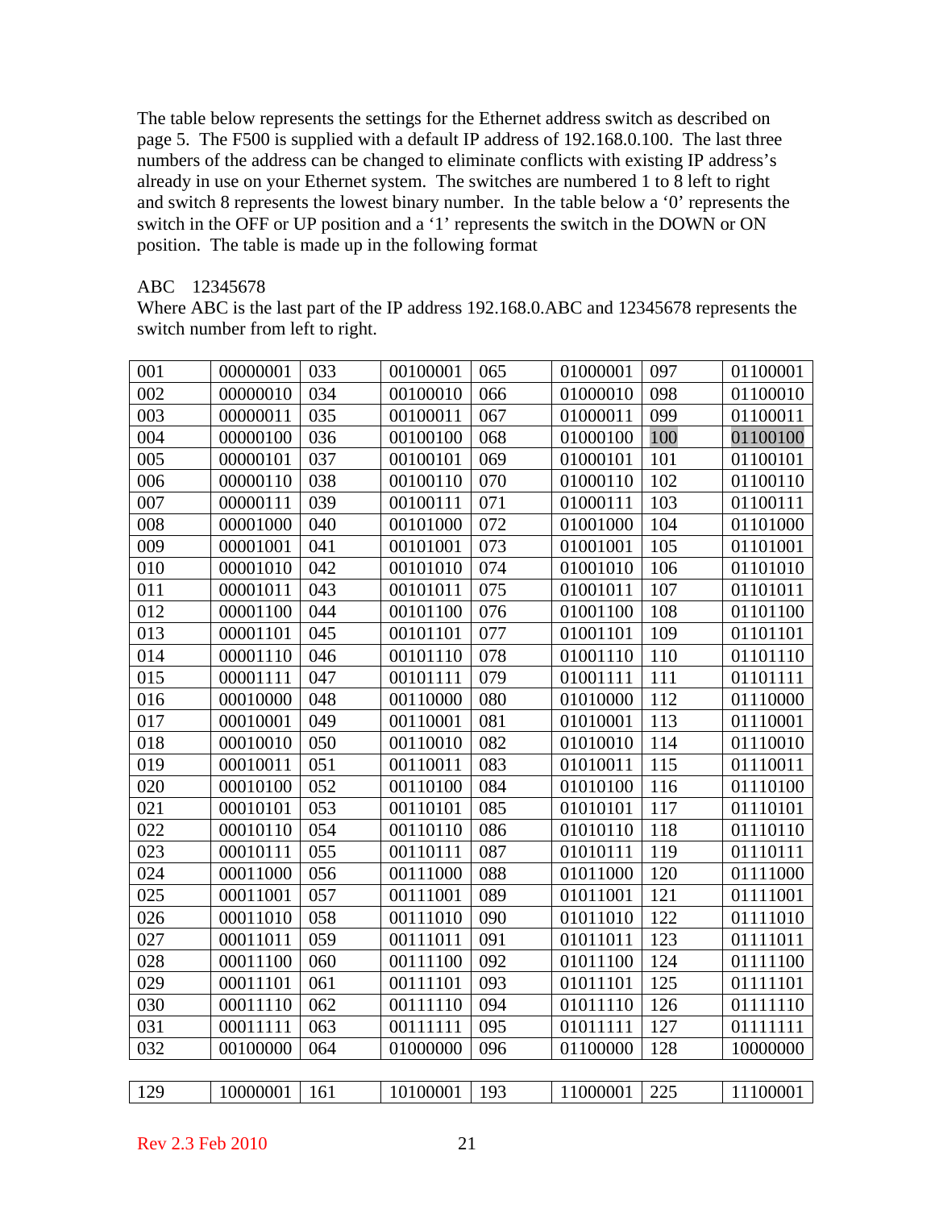The table below represents the settings for the Ethernet address switch as described on page 5. The F500 is supplied with a default IP address of 192.168.0.100. The last three numbers of the address can be changed to eliminate conflicts with existing IP address's already in use on your Ethernet system. The switches are numbered 1 to 8 left to right and switch 8 represents the lowest binary number. In the table below a '0' represents the switch in the OFF or UP position and a '1' represents the switch in the DOWN or ON position. The table is made up in the following format

ABC 12345678

Where ABC is the last part of the IP address 192.168.0.ABC and 12345678 represents the switch number from left to right.

| | | | | | | | |
|---|---|---|---|---|---|---|---|
| 001 | 00000001 | 033 | 00100001 | 065 | 01000001 | 097 | 01100001 |
| 002 | 00000010 | 034 | 00100010 | 066 | 01000010 | 098 | 01100010 |
| 003 | 00000011 | 035 | 00100011 | 067 | 01000011 | 099 | 01100011 |
| 004 | 00000100 | 036 | 00100100 | 068 | 01000100 | 100 | 01100100 |
| 005 | 00000101 | 037 | 00100101 | 069 | 01000101 | 101 | 01100101 |
| 006 | 00000110 | 038 | 00100110 | 070 | 01000110 | 102 | 01100110 |
| 007 | 00000111 | 039 | 00100111 | 071 | 01000111 | 103 | 01100111 |
| 008 | 00001000 | 040 | 00101000 | 072 | 01001000 | 104 | 01101000 |
| 009 | 00001001 | 041 | 00101001 | 073 | 01001001 | 105 | 01101001 |
| 010 | 00001010 | 042 | 00101010 | 074 | 01001010 | 106 | 01101010 |
| 011 | 00001011 | 043 | 00101011 | 075 | 01001011 | 107 | 01101011 |
| 012 | 00001100 | 044 | 00101100 | 076 | 01001100 | 108 | 01101100 |
| 013 | 00001101 | 045 | 00101101 | 077 | 01001101 | 109 | 01101101 |
| 014 | 00001110 | 046 | 00101110 | 078 | 01001110 | 110 | 01101110 |
| 015 | 00001111 | 047 | 00101111 | 079 | 01001111 | 111 | 01101111 |
| 016 | 00010000 | 048 | 00110000 | 080 | 01010000 | 112 | 01110000 |
| 017 | 00010001 | 049 | 00110001 | 081 | 01010001 | 113 | 01110001 |
| 018 | 00010010 | 050 | 00110010 | 082 | 01010010 | 114 | 01110010 |
| 019 | 00010011 | 051 | 00110011 | 083 | 01010011 | 115 | 01110011 |
| 020 | 00010100 | 052 | 00110100 | 084 | 01010100 | 116 | 01110100 |
| 021 | 00010101 | 053 | 00110101 | 085 | 01010101 | 117 | 01110101 |
| 022 | 00010110 | 054 | 00110110 | 086 | 01010110 | 118 | 01110110 |
| 023 | 00010111 | 055 | 00110111 | 087 | 01010111 | 119 | 01110111 |
| 024 | 00011000 | 056 | 00111000 | 088 | 01011000 | 120 | 01111000 |
| 025 | 00011001 | 057 | 00111001 | 089 | 01011001 | 121 | 01111001 |
| 026 | 00011010 | 058 | 00111010 | 090 | 01011010 | 122 | 01111010 |
| 027 | 00011011 | 059 | 00111011 | 091 | 01011011 | 123 | 01111011 |
| 028 | 00011100 | 060 | 00111100 | 092 | 01011100 | 124 | 01111100 |
| 029 | 00011101 | 061 | 00111101 | 093 | 01011101 | 125 | 01111101 |
| 030 | 00011110 | 062 | 00111110 | 094 | 01011110 | 126 | 01111110 |
| 031 | 00011111 | 063 | 00111111 | 095 | 01011111 | 127 | 01111111 |
| 032 | 00100000 | 064 | 01000000 | 096 | 01100000 | 128 | 10000000 |

| | | | | | | | |
|---|---|---|---|---|---|---|---|
| 129 | 10000001 | 161 | 10100001 | 193 | 11000001 | 225 | 11100001 |

Rev 2.3 Feb 2010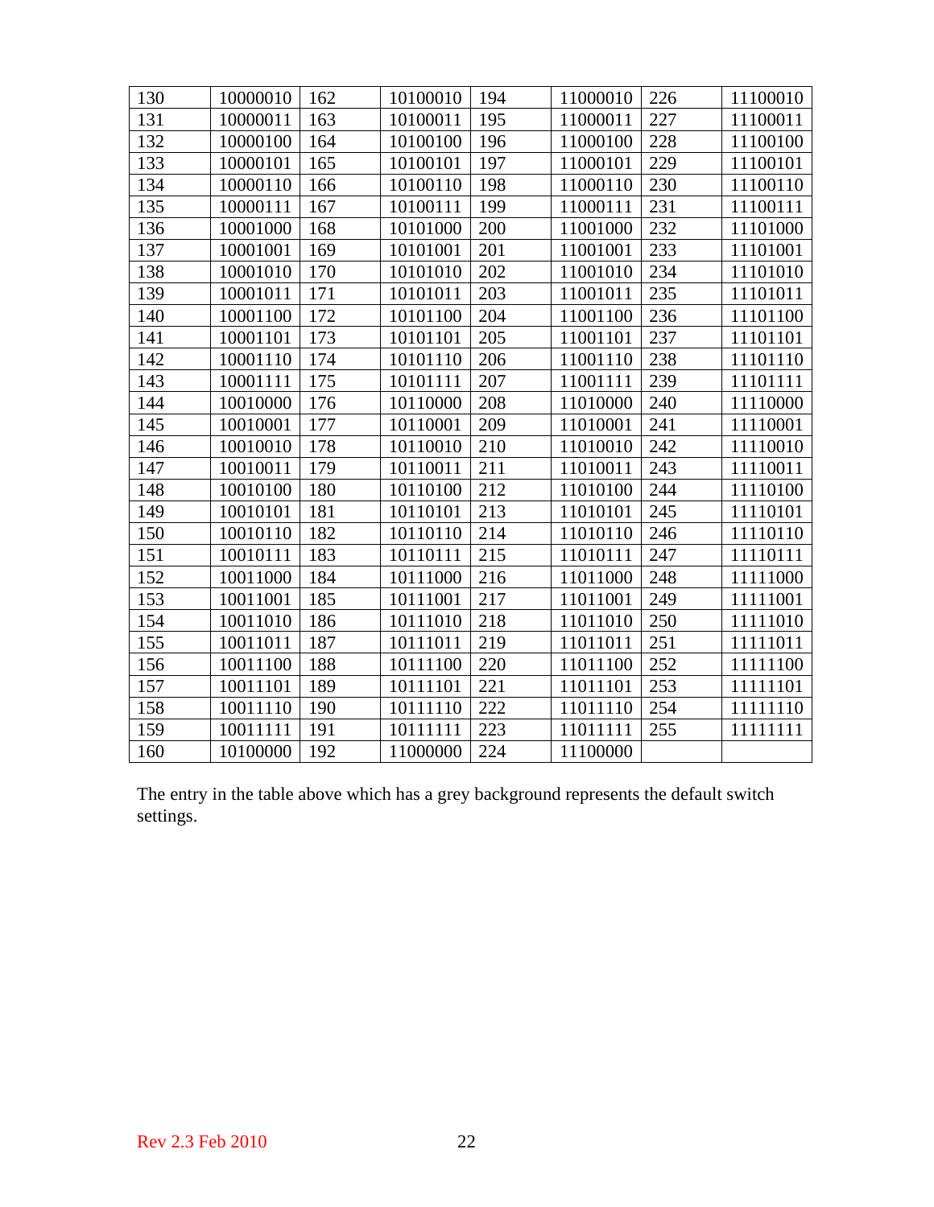| 130 | 10000010 | 162 | 10100010 | 194 | 11000010 | 226 | 11100010 |
|---|---|---|---|---|---|---|---|
| 131 | 10000011 | 163 | 10100011 | 195 | 11000011 | 227 | 11100011 |
| 132 | 10000100 | 164 | 10100100 | 196 | 11000100 | 228 | 11100100 |
| 133 | 10000101 | 165 | 10100101 | 197 | 11000101 | 229 | 11100101 |
| 134 | 10000110 | 166 | 10100110 | 198 | 11000110 | 230 | 11100110 |
| 135 | 10000111 | 167 | 10100111 | 199 | 11000111 | 231 | 11100111 |
| 136 | 10001000 | 168 | 10101000 | 200 | 11001000 | 232 | 11101000 |
| 137 | 10001001 | 169 | 10101001 | 201 | 11001001 | 233 | 11101001 |
| 138 | 10001010 | 170 | 10101010 | 202 | 11001010 | 234 | 11101010 |
| 139 | 10001011 | 171 | 10101011 | 203 | 11001011 | 235 | 11101011 |
| 140 | 10001100 | 172 | 10101100 | 204 | 11001100 | 236 | 11101100 |
| 141 | 10001101 | 173 | 10101101 | 205 | 11001101 | 237 | 11101101 |
| 142 | 10001110 | 174 | 10101110 | 206 | 11001110 | 238 | 11101110 |
| 143 | 10001111 | 175 | 10101111 | 207 | 11001111 | 239 | 11101111 |
| 144 | 10010000 | 176 | 10110000 | 208 | 11010000 | 240 | 11110000 |
| 145 | 10010001 | 177 | 10110001 | 209 | 11010001 | 241 | 11110001 |
| 146 | 10010010 | 178 | 10110010 | 210 | 11010010 | 242 | 11110010 |
| 147 | 10010011 | 179 | 10110011 | 211 | 11010011 | 243 | 11110011 |
| 148 | 10010100 | 180 | 10110100 | 212 | 11010100 | 244 | 11110100 |
| 149 | 10010101 | 181 | 10110101 | 213 | 11010101 | 245 | 11110101 |
| 150 | 10010110 | 182 | 10110110 | 214 | 11010110 | 246 | 11110110 |
| 151 | 10010111 | 183 | 10110111 | 215 | 11010111 | 247 | 11110111 |
| 152 | 10011000 | 184 | 10111000 | 216 | 11011000 | 248 | 11111000 |
| 153 | 10011001 | 185 | 10111001 | 217 | 11011001 | 249 | 11111001 |
| 154 | 10011010 | 186 | 10111010 | 218 | 11011010 | 250 | 11111010 |
| 155 | 10011011 | 187 | 10111011 | 219 | 11011011 | 251 | 11111011 |
| 156 | 10011100 | 188 | 10111100 | 220 | 11011100 | 252 | 11111100 |
| 157 | 10011101 | 189 | 10111101 | 221 | 11011101 | 253 | 11111101 |
| 158 | 10011110 | 190 | 10111110 | 222 | 11011110 | 254 | 11111110 |
| 159 | 10011111 | 191 | 10111111 | 223 | 11011111 | 255 | 11111111 |
| 160 | 10100000 | 192 | 11000000 | 224 | 11100000 | | |

The entry in the table above which has a grey background represents the default switch settings.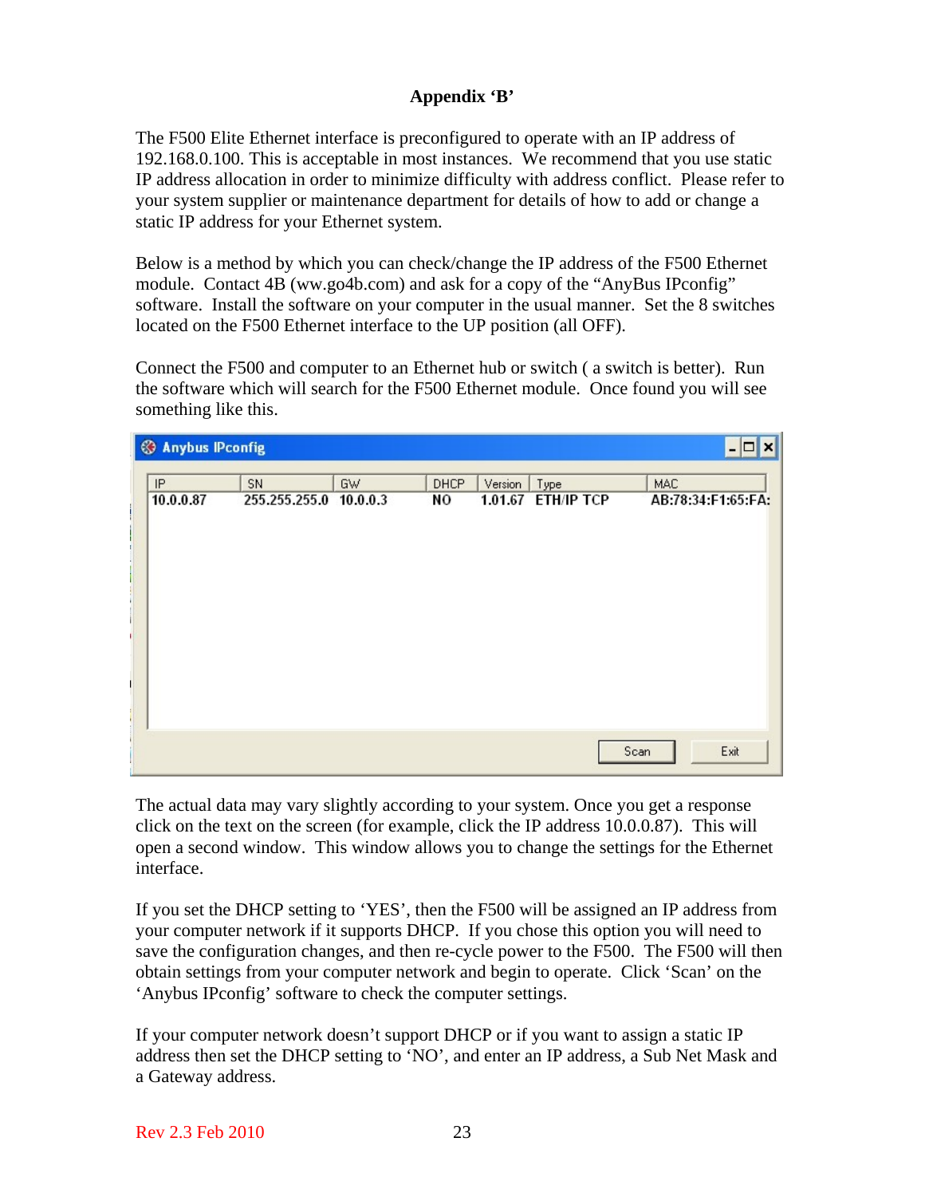## Appendix 'B'

The F500 Elite Ethernet interface is preconfigured to operate with an IP address of 192.168.0.100. This is acceptable in most instances. We recommend that you use static IP address allocation in order to minimize difficulty with address conflict. Please refer to your system supplier or maintenance department for details of how to add or change a static IP address for your Ethernet system.

Below is a method by which you can check/change the IP address of the F500 Ethernet module. Contact 4B (ww.go4b.com) and ask for a copy of the "AnyBus IPconfig" software. Install the software on your computer in the usual manner. Set the 8 switches located on the F500 Ethernet interface to the UP position (all OFF).

Connect the F500 and computer to an Ethernet hub or switch ( a switch is better). Run the software which will search for the F500 Ethernet module. Once found you will see something like this.

**Anybus IPconfig**

| IP | SN | GW | DHCP | Version | Type | MAC |
|---|---|---|---|---|---|---|
| 10.0.0.87 | 255.255.255.0 | 10.0.0.3 | NO | 1.01.67 | ETH/IP TCP | AB:78:34:F1:65:FA: |

Scan &nbsp;&nbsp; Exit

The actual data may vary slightly according to your system. Once you get a response click on the text on the screen (for example, click the IP address 10.0.0.87). This will open a second window. This window allows you to change the settings for the Ethernet interface.

If you set the DHCP setting to 'YES', then the F500 will be assigned an IP address from your computer network if it supports DHCP. If you chose this option you will need to save the configuration changes, and then re-cycle power to the F500. The F500 will then obtain settings from your computer network and begin to operate. Click 'Scan' on the 'Anybus IPconfig' software to check the computer settings.

If your computer network doesn't support DHCP or if you want to assign a static IP address then set the DHCP setting to 'NO', and enter an IP address, a Sub Net Mask and a Gateway address.

Rev 2.3 Feb 2010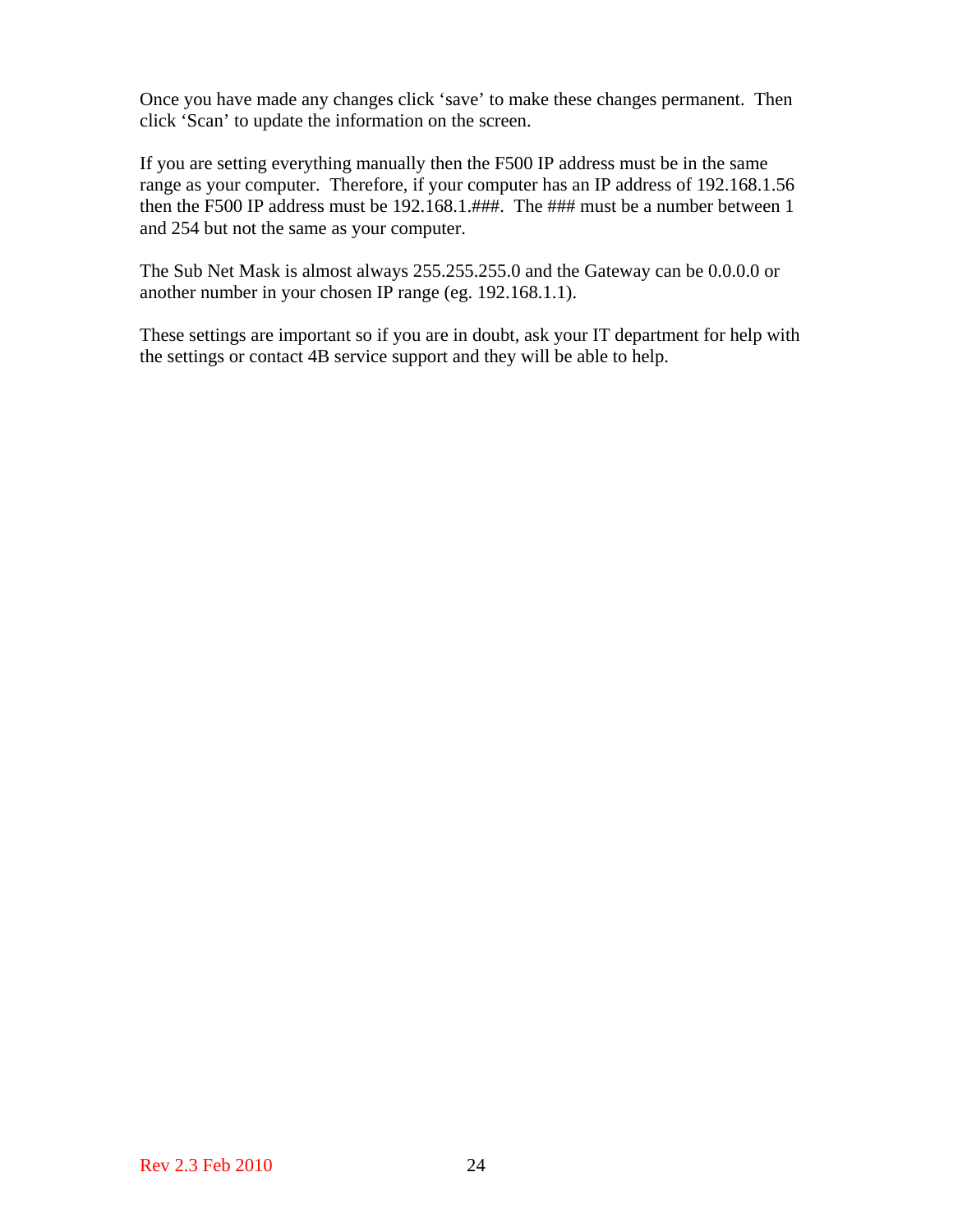Once you have made any changes click ‘save’ to make these changes permanent. Then click ‘Scan’ to update the information on the screen.

If you are setting everything manually then the F500 IP address must be in the same range as your computer. Therefore, if your computer has an IP address of 192.168.1.56 then the F500 IP address must be 192.168.1.###. The ### must be a number between 1 and 254 but not the same as your computer.

The Sub Net Mask is almost always 255.255.255.0 and the Gateway can be 0.0.0.0 or another number in your chosen IP range (eg. 192.168.1.1).

These settings are important so if you are in doubt, ask your IT department for help with the settings or contact 4B service support and they will be able to help.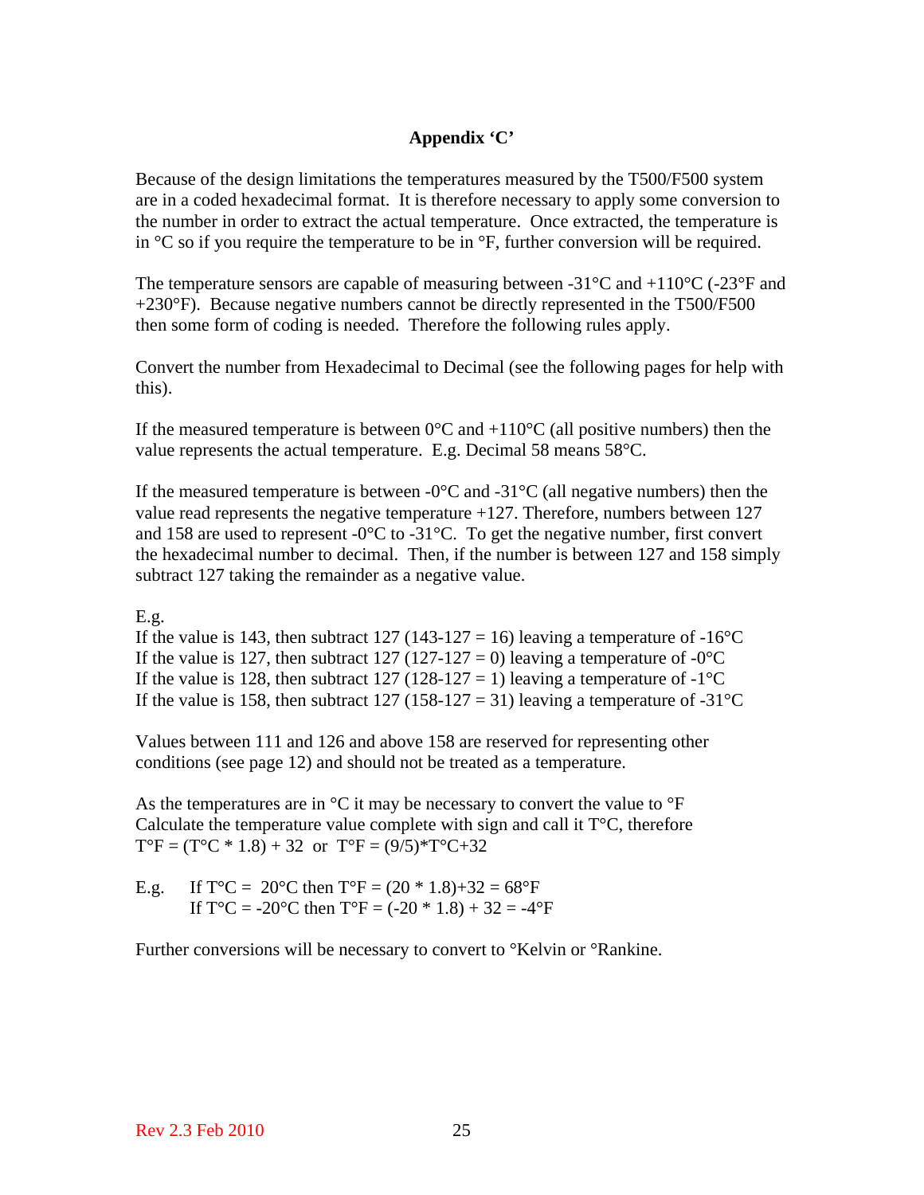## Appendix 'C'

Because of the design limitations the temperatures measured by the T500/F500 system are in a coded hexadecimal format. It is therefore necessary to apply some conversion to the number in order to extract the actual temperature. Once extracted, the temperature is in °C so if you require the temperature to be in °F, further conversion will be required.

The temperature sensors are capable of measuring between -31°C and +110°C (-23°F and +230°F). Because negative numbers cannot be directly represented in the T500/F500 then some form of coding is needed. Therefore the following rules apply.

Convert the number from Hexadecimal to Decimal (see the following pages for help with this).

If the measured temperature is between 0°C and +110°C (all positive numbers) then the value represents the actual temperature. E.g. Decimal 58 means 58°C.

If the measured temperature is between -0°C and -31°C (all negative numbers) then the value read represents the negative temperature +127. Therefore, numbers between 127 and 158 are used to represent -0°C to -31°C. To get the negative number, first convert the hexadecimal number to decimal. Then, if the number is between 127 and 158 simply subtract 127 taking the remainder as a negative value.

E.g.
If the value is 143, then subtract 127 (143-127 = 16) leaving a temperature of -16°C
If the value is 127, then subtract 127 (127-127 = 0) leaving a temperature of -0°C
If the value is 128, then subtract 127 (128-127 = 1) leaving a temperature of -1°C
If the value is 158, then subtract 127 (158-127 = 31) leaving a temperature of -31°C

Values between 111 and 126 and above 158 are reserved for representing other conditions (see page 12) and should not be treated as a temperature.

As the temperatures are in °C it may be necessary to convert the value to °F
Calculate the temperature value complete with sign and call it T°C, therefore
$T°F = (T°C * 1.8) + 32$ or $T°F = (9/5)*T°C+32$

E.g. If T°C = 20°C then $T°F = (20 * 1.8)+32 = 68°F$
If T°C = -20°C then $T°F = (-20 * 1.8) + 32 = -4°F$

Further conversions will be necessary to convert to °Kelvin or °Rankine.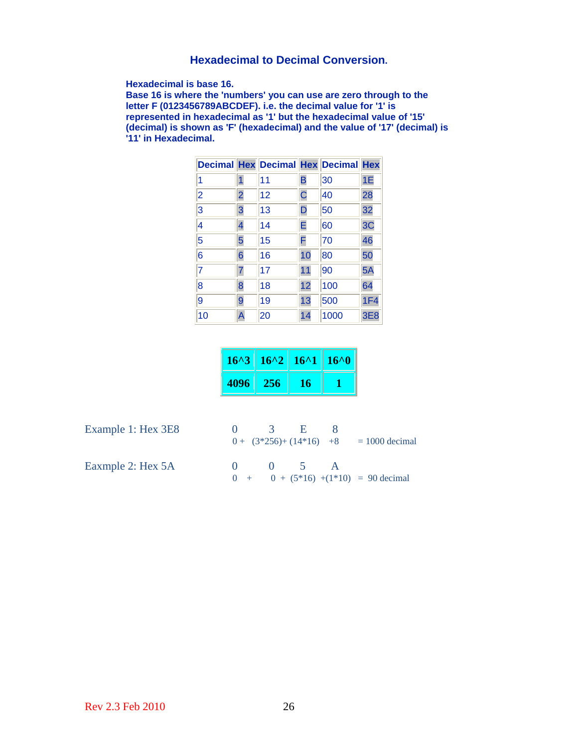## Hexadecimal to Decimal Conversion.

**Hexadecimal is base 16.**
**Base 16 is where the 'numbers' you can use are zero through to the letter F (0123456789ABCDEF). i.e. the decimal value for '1' is represented in hexadecimal as '1' but the hexadecimal value of '15' (decimal) is shown as 'F' (hexadecimal) and the value of '17' (decimal) is '11' in Hexadecimal.**

| Decimal | Hex | Decimal | Hex | Decimal | Hex |
|---|---|---|---|---|---|
| 1 | 1 | 11 | B | 30 | 1E |
| 2 | 2 | 12 | C | 40 | 28 |
| 3 | 3 | 13 | D | 50 | 32 |
| 4 | 4 | 14 | E | 60 | 3C |
| 5 | 5 | 15 | F | 70 | 46 |
| 6 | 6 | 16 | 10 | 80 | 50 |
| 7 | 7 | 17 | 11 | 90 | 5A |
| 8 | 8 | 18 | 12 | 100 | 64 |
| 9 | 9 | 19 | 13 | 500 | 1F4 |
| 10 | A | 20 | 14 | 1000 | 3E8 |

| 16^3 | 16^2 | 16^1 | 16^0 |
|---|---|---|---|
| 4096 | 256 | 16 | 1 |

Example 1: Hex 3E8

```
0      3          E        8
0 + (3*256)+ (14*16)   +8     = 1000 decimal
```

Eaxmple 2: Hex 5A

```
0      0      5        A
0  +   0  +  (5*16) +(1*10)  =  90 decimal
```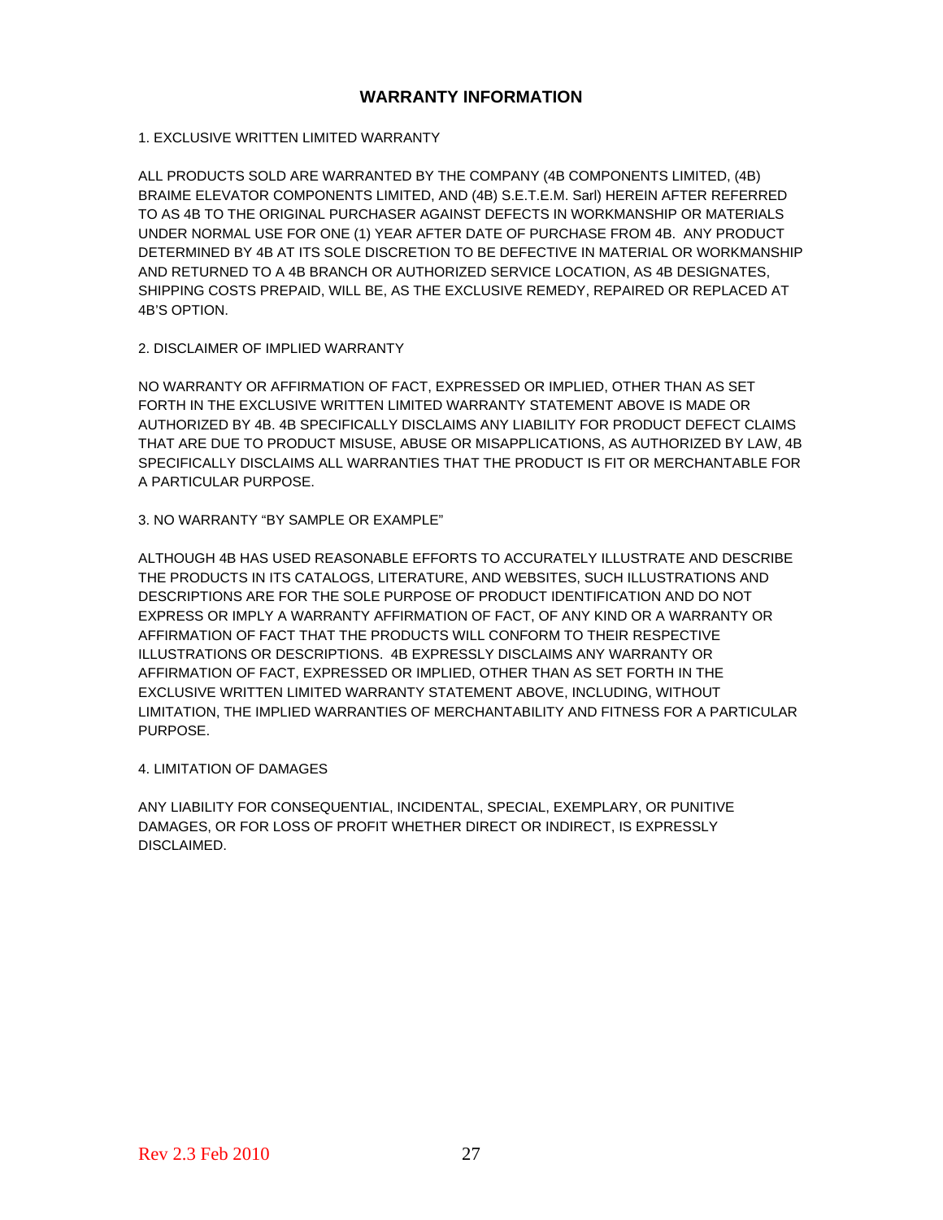## WARRANTY INFORMATION

1. EXCLUSIVE WRITTEN LIMITED WARRANTY

ALL PRODUCTS SOLD ARE WARRANTED BY THE COMPANY (4B COMPONENTS LIMITED, (4B) BRAIME ELEVATOR COMPONENTS LIMITED, AND (4B) S.E.T.E.M. Sarl) HEREIN AFTER REFERRED TO AS 4B TO THE ORIGINAL PURCHASER AGAINST DEFECTS IN WORKMANSHIP OR MATERIALS UNDER NORMAL USE FOR ONE (1) YEAR AFTER DATE OF PURCHASE FROM 4B. ANY PRODUCT DETERMINED BY 4B AT ITS SOLE DISCRETION TO BE DEFECTIVE IN MATERIAL OR WORKMANSHIP AND RETURNED TO A 4B BRANCH OR AUTHORIZED SERVICE LOCATION, AS 4B DESIGNATES, SHIPPING COSTS PREPAID, WILL BE, AS THE EXCLUSIVE REMEDY, REPAIRED OR REPLACED AT 4B'S OPTION.

2. DISCLAIMER OF IMPLIED WARRANTY

NO WARRANTY OR AFFIRMATION OF FACT, EXPRESSED OR IMPLIED, OTHER THAN AS SET FORTH IN THE EXCLUSIVE WRITTEN LIMITED WARRANTY STATEMENT ABOVE IS MADE OR AUTHORIZED BY 4B. 4B SPECIFICALLY DISCLAIMS ANY LIABILITY FOR PRODUCT DEFECT CLAIMS THAT ARE DUE TO PRODUCT MISUSE, ABUSE OR MISAPPLICATIONS, AS AUTHORIZED BY LAW, 4B SPECIFICALLY DISCLAIMS ALL WARRANTIES THAT THE PRODUCT IS FIT OR MERCHANTABLE FOR A PARTICULAR PURPOSE.

3. NO WARRANTY "BY SAMPLE OR EXAMPLE"

ALTHOUGH 4B HAS USED REASONABLE EFFORTS TO ACCURATELY ILLUSTRATE AND DESCRIBE THE PRODUCTS IN ITS CATALOGS, LITERATURE, AND WEBSITES, SUCH ILLUSTRATIONS AND DESCRIPTIONS ARE FOR THE SOLE PURPOSE OF PRODUCT IDENTIFICATION AND DO NOT EXPRESS OR IMPLY A WARRANTY AFFIRMATION OF FACT, OF ANY KIND OR A WARRANTY OR AFFIRMATION OF FACT THAT THE PRODUCTS WILL CONFORM TO THEIR RESPECTIVE ILLUSTRATIONS OR DESCRIPTIONS. 4B EXPRESSLY DISCLAIMS ANY WARRANTY OR AFFIRMATION OF FACT, EXPRESSED OR IMPLIED, OTHER THAN AS SET FORTH IN THE EXCLUSIVE WRITTEN LIMITED WARRANTY STATEMENT ABOVE, INCLUDING, WITHOUT LIMITATION, THE IMPLIED WARRANTIES OF MERCHANTABILITY AND FITNESS FOR A PARTICULAR PURPOSE.

4. LIMITATION OF DAMAGES

ANY LIABILITY FOR CONSEQUENTIAL, INCIDENTAL, SPECIAL, EXEMPLARY, OR PUNITIVE DAMAGES, OR FOR LOSS OF PROFIT WHETHER DIRECT OR INDIRECT, IS EXPRESSLY DISCLAIMED.